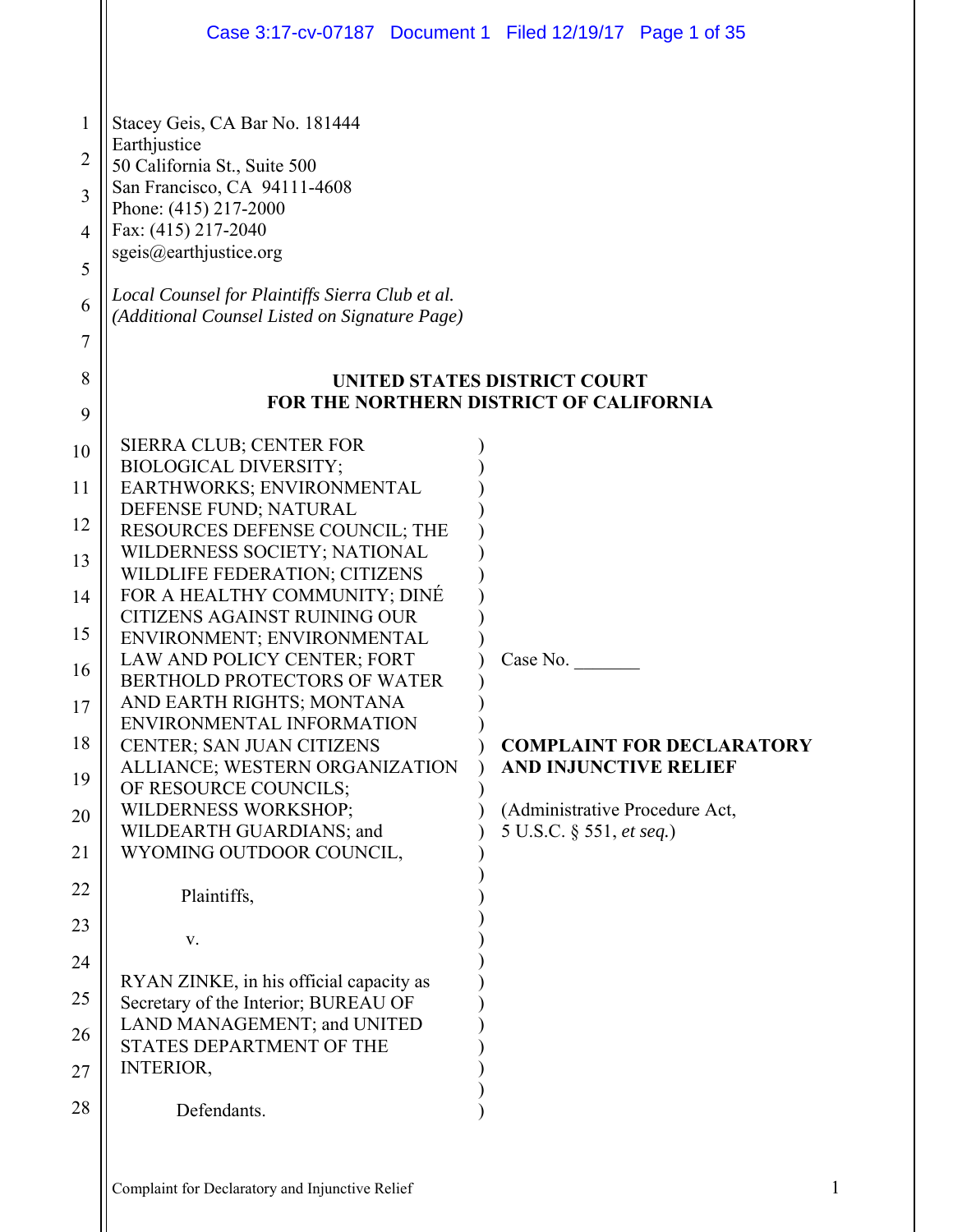Stacey Geis, CA Bar No. 181444
Earthjustice
50 California St., Suite 500
San Francisco, CA 94111-4608
Phone: (415) 217-2000
Fax: (415) 217-2040
sgeis@earthjustice.org

*Local Counsel for Plaintiffs Sierra Club et al.*
*(Additional Counsel Listed on Signature Page)*

**UNITED STATES DISTRICT COURT**
**FOR THE NORTHERN DISTRICT OF CALIFORNIA**

SIERRA CLUB; CENTER FOR BIOLOGICAL DIVERSITY; EARTHWORKS; ENVIRONMENTAL DEFENSE FUND; NATURAL RESOURCES DEFENSE COUNCIL; THE WILDERNESS SOCIETY; NATIONAL WILDLIFE FEDERATION; CITIZENS FOR A HEALTHY COMMUNITY; DINÉ CITIZENS AGAINST RUINING OUR ENVIRONMENT; ENVIRONMENTAL LAW AND POLICY CENTER; FORT BERTHOLD PROTECTORS OF WATER AND EARTH RIGHTS; MONTANA ENVIRONMENTAL INFORMATION CENTER; SAN JUAN CITIZENS ALLIANCE; WESTERN ORGANIZATION OF RESOURCE COUNCILS; WILDERNESS WORKSHOP; WILDEARTH GUARDIANS; and WYOMING OUTDOOR COUNCIL,

Plaintiffs,

v.

RYAN ZINKE, in his official capacity as Secretary of the Interior; BUREAU OF LAND MANAGEMENT; and UNITED STATES DEPARTMENT OF THE INTERIOR,

Defendants.

Case No. _______

**COMPLAINT FOR DECLARATORY AND INJUNCTIVE RELIEF**

(Administrative Procedure Act, 5 U.S.C. § 551, *et seq.*)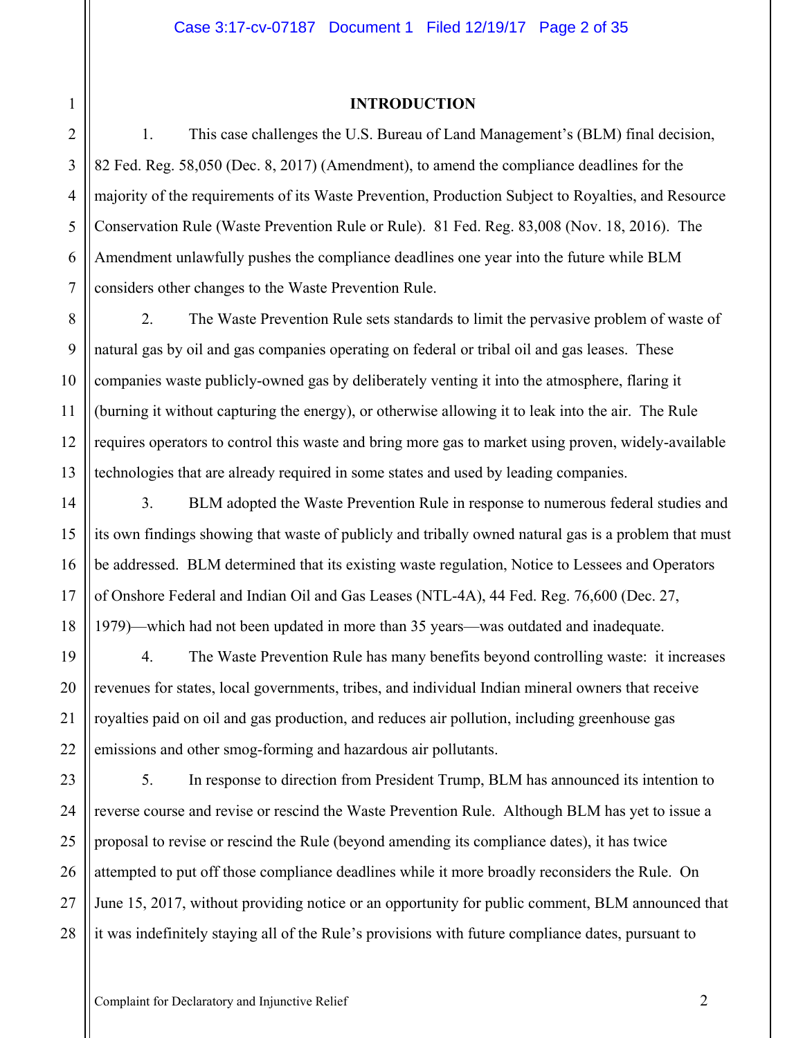## INTRODUCTION

1. This case challenges the U.S. Bureau of Land Management's (BLM) final decision, 82 Fed. Reg. 58,050 (Dec. 8, 2017) (Amendment), to amend the compliance deadlines for the majority of the requirements of its Waste Prevention, Production Subject to Royalties, and Resource Conservation Rule (Waste Prevention Rule or Rule). 81 Fed. Reg. 83,008 (Nov. 18, 2016). The Amendment unlawfully pushes the compliance deadlines one year into the future while BLM considers other changes to the Waste Prevention Rule.

2. The Waste Prevention Rule sets standards to limit the pervasive problem of waste of natural gas by oil and gas companies operating on federal or tribal oil and gas leases. These companies waste publicly-owned gas by deliberately venting it into the atmosphere, flaring it (burning it without capturing the energy), or otherwise allowing it to leak into the air. The Rule requires operators to control this waste and bring more gas to market using proven, widely-available technologies that are already required in some states and used by leading companies.

3. BLM adopted the Waste Prevention Rule in response to numerous federal studies and its own findings showing that waste of publicly and tribally owned natural gas is a problem that must be addressed. BLM determined that its existing waste regulation, Notice to Lessees and Operators of Onshore Federal and Indian Oil and Gas Leases (NTL-4A), 44 Fed. Reg. 76,600 (Dec. 27, 1979)—which had not been updated in more than 35 years—was outdated and inadequate.

4. The Waste Prevention Rule has many benefits beyond controlling waste: it increases revenues for states, local governments, tribes, and individual Indian mineral owners that receive royalties paid on oil and gas production, and reduces air pollution, including greenhouse gas emissions and other smog-forming and hazardous air pollutants.

5. In response to direction from President Trump, BLM has announced its intention to reverse course and revise or rescind the Waste Prevention Rule. Although BLM has yet to issue a proposal to revise or rescind the Rule (beyond amending its compliance dates), it has twice attempted to put off those compliance deadlines while it more broadly reconsiders the Rule. On June 15, 2017, without providing notice or an opportunity for public comment, BLM announced that it was indefinitely staying all of the Rule's provisions with future compliance dates, pursuant to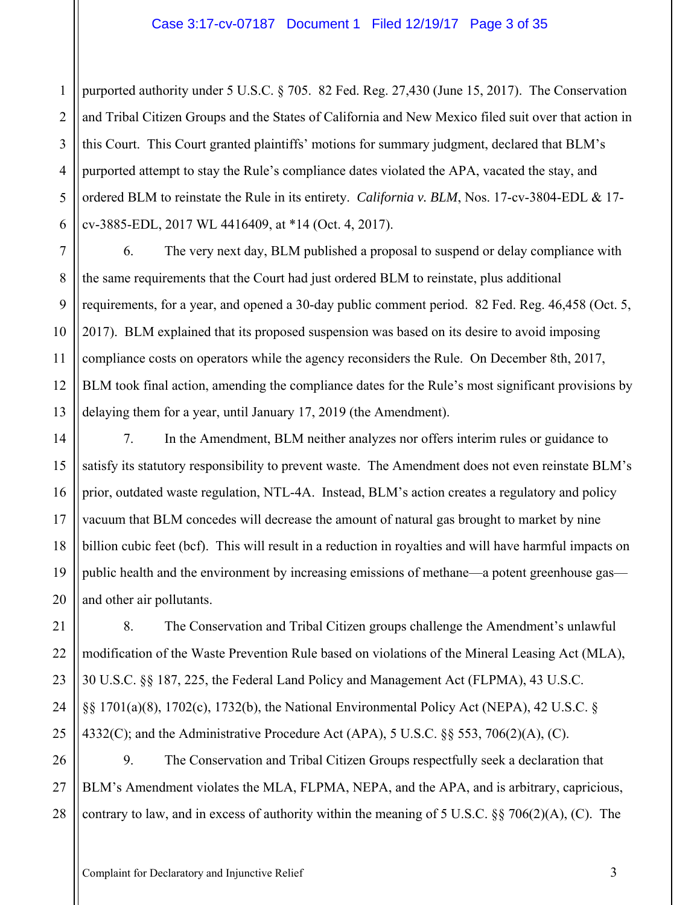purported authority under 5 U.S.C. § 705. 82 Fed. Reg. 27,430 (June 15, 2017). The Conservation and Tribal Citizen Groups and the States of California and New Mexico filed suit over that action in this Court. This Court granted plaintiffs' motions for summary judgment, declared that BLM's purported attempt to stay the Rule's compliance dates violated the APA, vacated the stay, and ordered BLM to reinstate the Rule in its entirety. *California v. BLM*, Nos. 17-cv-3804-EDL & 17-cv-3885-EDL, 2017 WL 4416409, at *14 (Oct. 4, 2017).

6. The very next day, BLM published a proposal to suspend or delay compliance with the same requirements that the Court had just ordered BLM to reinstate, plus additional requirements, for a year, and opened a 30-day public comment period. 82 Fed. Reg. 46,458 (Oct. 5, 2017). BLM explained that its proposed suspension was based on its desire to avoid imposing compliance costs on operators while the agency reconsiders the Rule. On December 8th, 2017, BLM took final action, amending the compliance dates for the Rule's most significant provisions by delaying them for a year, until January 17, 2019 (the Amendment).

7. In the Amendment, BLM neither analyzes nor offers interim rules or guidance to satisfy its statutory responsibility to prevent waste. The Amendment does not even reinstate BLM's prior, outdated waste regulation, NTL-4A. Instead, BLM's action creates a regulatory and policy vacuum that BLM concedes will decrease the amount of natural gas brought to market by nine billion cubic feet (bcf). This will result in a reduction in royalties and will have harmful impacts on public health and the environment by increasing emissions of methane—a potent greenhouse gas—and other air pollutants.

8. The Conservation and Tribal Citizen groups challenge the Amendment's unlawful modification of the Waste Prevention Rule based on violations of the Mineral Leasing Act (MLA), 30 U.S.C. §§ 187, 225, the Federal Land Policy and Management Act (FLPMA), 43 U.S.C. §§ 1701(a)(8), 1702(c), 1732(b), the National Environmental Policy Act (NEPA), 42 U.S.C. § 4332(C); and the Administrative Procedure Act (APA), 5 U.S.C. §§ 553, 706(2)(A), (C).

9. The Conservation and Tribal Citizen Groups respectfully seek a declaration that BLM's Amendment violates the MLA, FLPMA, NEPA, and the APA, and is arbitrary, capricious, contrary to law, and in excess of authority within the meaning of 5 U.S.C. §§ 706(2)(A), (C). The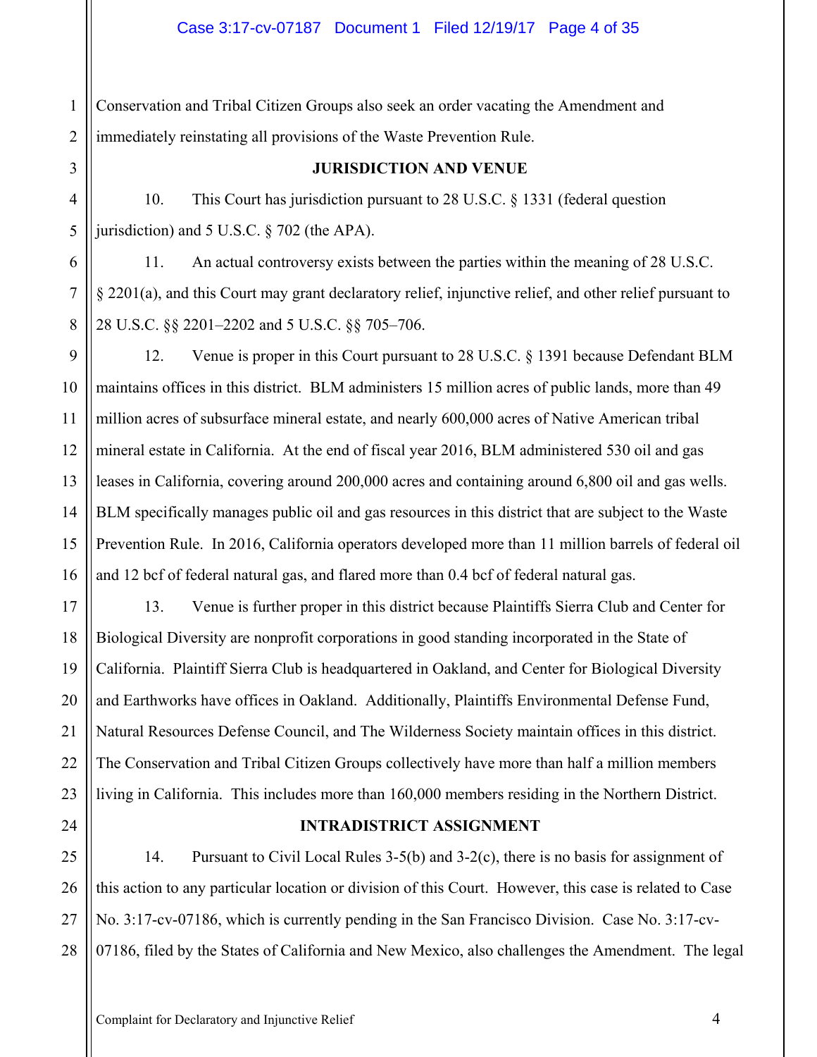Conservation and Tribal Citizen Groups also seek an order vacating the Amendment and immediately reinstating all provisions of the Waste Prevention Rule.

## JURISDICTION AND VENUE

10. This Court has jurisdiction pursuant to 28 U.S.C. § 1331 (federal question jurisdiction) and 5 U.S.C. § 702 (the APA).

11. An actual controversy exists between the parties within the meaning of 28 U.S.C. § 2201(a), and this Court may grant declaratory relief, injunctive relief, and other relief pursuant to 28 U.S.C. §§ 2201–2202 and 5 U.S.C. §§ 705–706.

12. Venue is proper in this Court pursuant to 28 U.S.C. § 1391 because Defendant BLM maintains offices in this district. BLM administers 15 million acres of public lands, more than 49 million acres of subsurface mineral estate, and nearly 600,000 acres of Native American tribal mineral estate in California. At the end of fiscal year 2016, BLM administered 530 oil and gas leases in California, covering around 200,000 acres and containing around 6,800 oil and gas wells. BLM specifically manages public oil and gas resources in this district that are subject to the Waste Prevention Rule. In 2016, California operators developed more than 11 million barrels of federal oil and 12 bcf of federal natural gas, and flared more than 0.4 bcf of federal natural gas.

13. Venue is further proper in this district because Plaintiffs Sierra Club and Center for Biological Diversity are nonprofit corporations in good standing incorporated in the State of California. Plaintiff Sierra Club is headquartered in Oakland, and Center for Biological Diversity and Earthworks have offices in Oakland. Additionally, Plaintiffs Environmental Defense Fund, Natural Resources Defense Council, and The Wilderness Society maintain offices in this district. The Conservation and Tribal Citizen Groups collectively have more than half a million members living in California. This includes more than 160,000 members residing in the Northern District.

## INTRADISTRICT ASSIGNMENT

14. Pursuant to Civil Local Rules 3-5(b) and 3-2(c), there is no basis for assignment of this action to any particular location or division of this Court. However, this case is related to Case No. 3:17-cv-07186, which is currently pending in the San Francisco Division. Case No. 3:17-cv-07186, filed by the States of California and New Mexico, also challenges the Amendment. The legal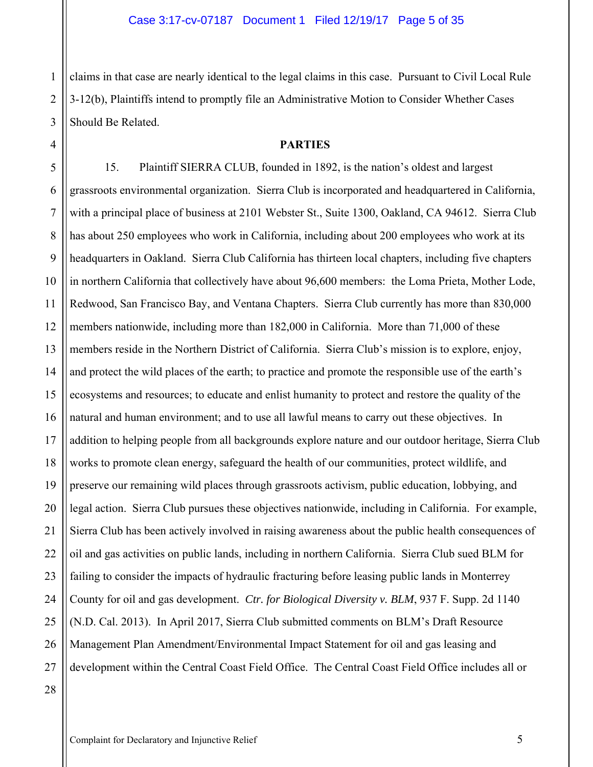claims in that case are nearly identical to the legal claims in this case. Pursuant to Civil Local Rule 3-12(b), Plaintiffs intend to promptly file an Administrative Motion to Consider Whether Cases Should Be Related.

## PARTIES

15. Plaintiff SIERRA CLUB, founded in 1892, is the nation's oldest and largest grassroots environmental organization. Sierra Club is incorporated and headquartered in California, with a principal place of business at 2101 Webster St., Suite 1300, Oakland, CA 94612. Sierra Club has about 250 employees who work in California, including about 200 employees who work at its headquarters in Oakland. Sierra Club California has thirteen local chapters, including five chapters in northern California that collectively have about 96,600 members: the Loma Prieta, Mother Lode, Redwood, San Francisco Bay, and Ventana Chapters. Sierra Club currently has more than 830,000 members nationwide, including more than 182,000 in California. More than 71,000 of these members reside in the Northern District of California. Sierra Club's mission is to explore, enjoy, and protect the wild places of the earth; to practice and promote the responsible use of the earth's ecosystems and resources; to educate and enlist humanity to protect and restore the quality of the natural and human environment; and to use all lawful means to carry out these objectives. In addition to helping people from all backgrounds explore nature and our outdoor heritage, Sierra Club works to promote clean energy, safeguard the health of our communities, protect wildlife, and preserve our remaining wild places through grassroots activism, public education, lobbying, and legal action. Sierra Club pursues these objectives nationwide, including in California. For example, Sierra Club has been actively involved in raising awareness about the public health consequences of oil and gas activities on public lands, including in northern California. Sierra Club sued BLM for failing to consider the impacts of hydraulic fracturing before leasing public lands in Monterey County for oil and gas development. *Ctr. for Biological Diversity v. BLM*, 937 F. Supp. 2d 1140 (N.D. Cal. 2013). In April 2017, Sierra Club submitted comments on BLM's Draft Resource Management Plan Amendment/Environmental Impact Statement for oil and gas leasing and development within the Central Coast Field Office. The Central Coast Field Office includes all or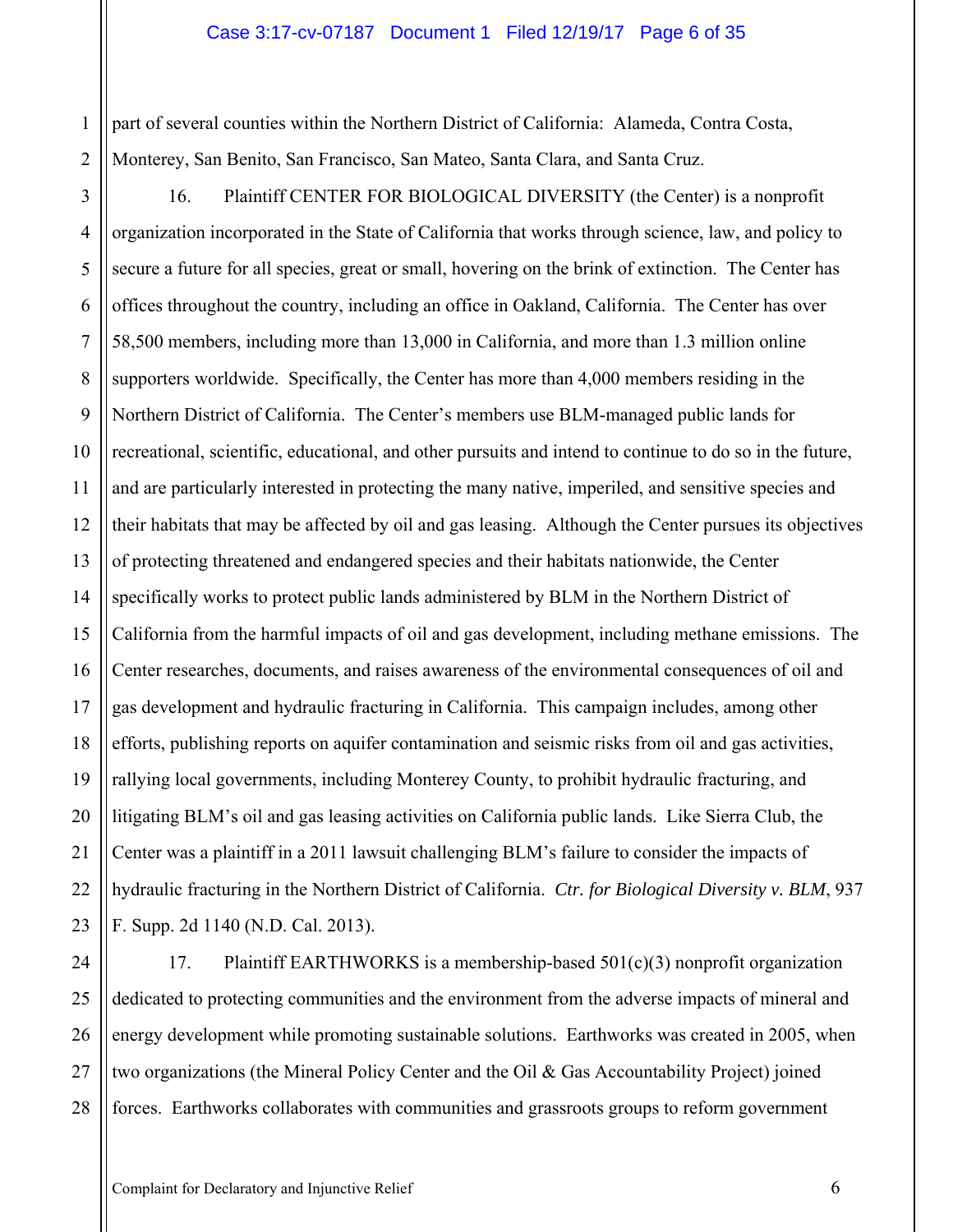part of several counties within the Northern District of California: Alameda, Contra Costa, Monterey, San Benito, San Francisco, San Mateo, Santa Clara, and Santa Cruz.

16. Plaintiff CENTER FOR BIOLOGICAL DIVERSITY (the Center) is a nonprofit organization incorporated in the State of California that works through science, law, and policy to secure a future for all species, great or small, hovering on the brink of extinction. The Center has offices throughout the country, including an office in Oakland, California. The Center has over 58,500 members, including more than 13,000 in California, and more than 1.3 million online supporters worldwide. Specifically, the Center has more than 4,000 members residing in the Northern District of California. The Center's members use BLM-managed public lands for recreational, scientific, educational, and other pursuits and intend to continue to do so in the future, and are particularly interested in protecting the many native, imperiled, and sensitive species and their habitats that may be affected by oil and gas leasing. Although the Center pursues its objectives of protecting threatened and endangered species and their habitats nationwide, the Center specifically works to protect public lands administered by BLM in the Northern District of California from the harmful impacts of oil and gas development, including methane emissions. The Center researches, documents, and raises awareness of the environmental consequences of oil and gas development and hydraulic fracturing in California. This campaign includes, among other efforts, publishing reports on aquifer contamination and seismic risks from oil and gas activities, rallying local governments, including Monterey County, to prohibit hydraulic fracturing, and litigating BLM's oil and gas leasing activities on California public lands. Like Sierra Club, the Center was a plaintiff in a 2011 lawsuit challenging BLM's failure to consider the impacts of hydraulic fracturing in the Northern District of California. *Ctr. for Biological Diversity v. BLM*, 937 F. Supp. 2d 1140 (N.D. Cal. 2013).

17. Plaintiff EARTHWORKS is a membership-based 501(c)(3) nonprofit organization dedicated to protecting communities and the environment from the adverse impacts of mineral and energy development while promoting sustainable solutions. Earthworks was created in 2005, when two organizations (the Mineral Policy Center and the Oil & Gas Accountability Project) joined forces. Earthworks collaborates with communities and grassroots groups to reform government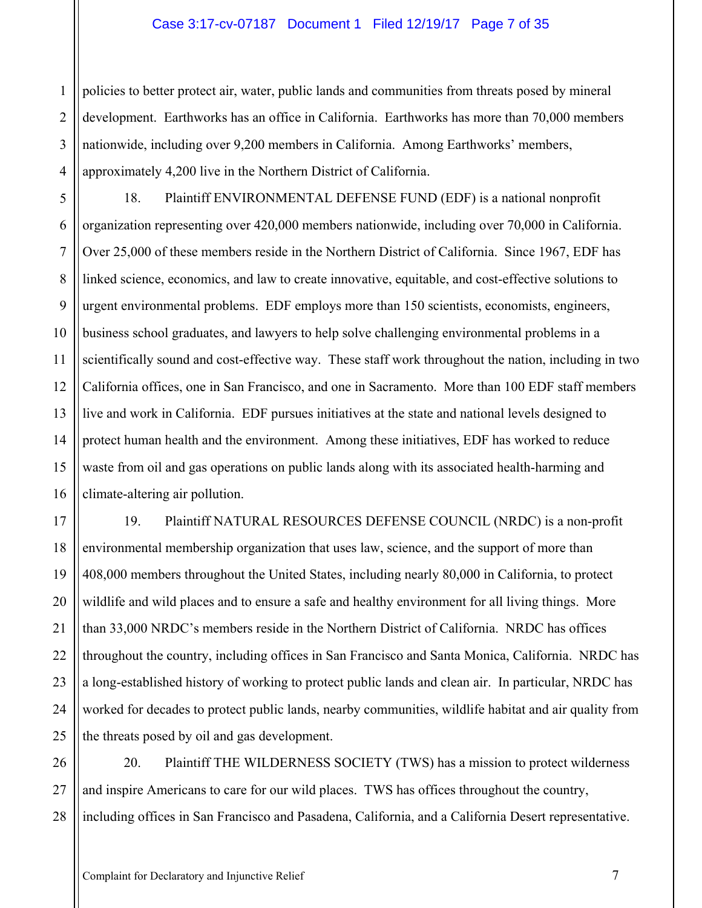policies to better protect air, water, public lands and communities from threats posed by mineral development. Earthworks has an office in California. Earthworks has more than 70,000 members nationwide, including over 9,200 members in California. Among Earthworks' members, approximately 4,200 live in the Northern District of California.

18. Plaintiff ENVIRONMENTAL DEFENSE FUND (EDF) is a national nonprofit organization representing over 420,000 members nationwide, including over 70,000 in California. Over 25,000 of these members reside in the Northern District of California. Since 1967, EDF has linked science, economics, and law to create innovative, equitable, and cost-effective solutions to urgent environmental problems. EDF employs more than 150 scientists, economists, engineers, business school graduates, and lawyers to help solve challenging environmental problems in a scientifically sound and cost-effective way. These staff work throughout the nation, including in two California offices, one in San Francisco, and one in Sacramento. More than 100 EDF staff members live and work in California. EDF pursues initiatives at the state and national levels designed to protect human health and the environment. Among these initiatives, EDF has worked to reduce waste from oil and gas operations on public lands along with its associated health-harming and climate-altering air pollution.

19. Plaintiff NATURAL RESOURCES DEFENSE COUNCIL (NRDC) is a non-profit environmental membership organization that uses law, science, and the support of more than 408,000 members throughout the United States, including nearly 80,000 in California, to protect wildlife and wild places and to ensure a safe and healthy environment for all living things. More than 33,000 NRDC's members reside in the Northern District of California. NRDC has offices throughout the country, including offices in San Francisco and Santa Monica, California. NRDC has a long-established history of working to protect public lands and clean air. In particular, NRDC has worked for decades to protect public lands, nearby communities, wildlife habitat and air quality from the threats posed by oil and gas development.

20. Plaintiff THE WILDERNESS SOCIETY (TWS) has a mission to protect wilderness and inspire Americans to care for our wild places. TWS has offices throughout the country, including offices in San Francisco and Pasadena, California, and a California Desert representative.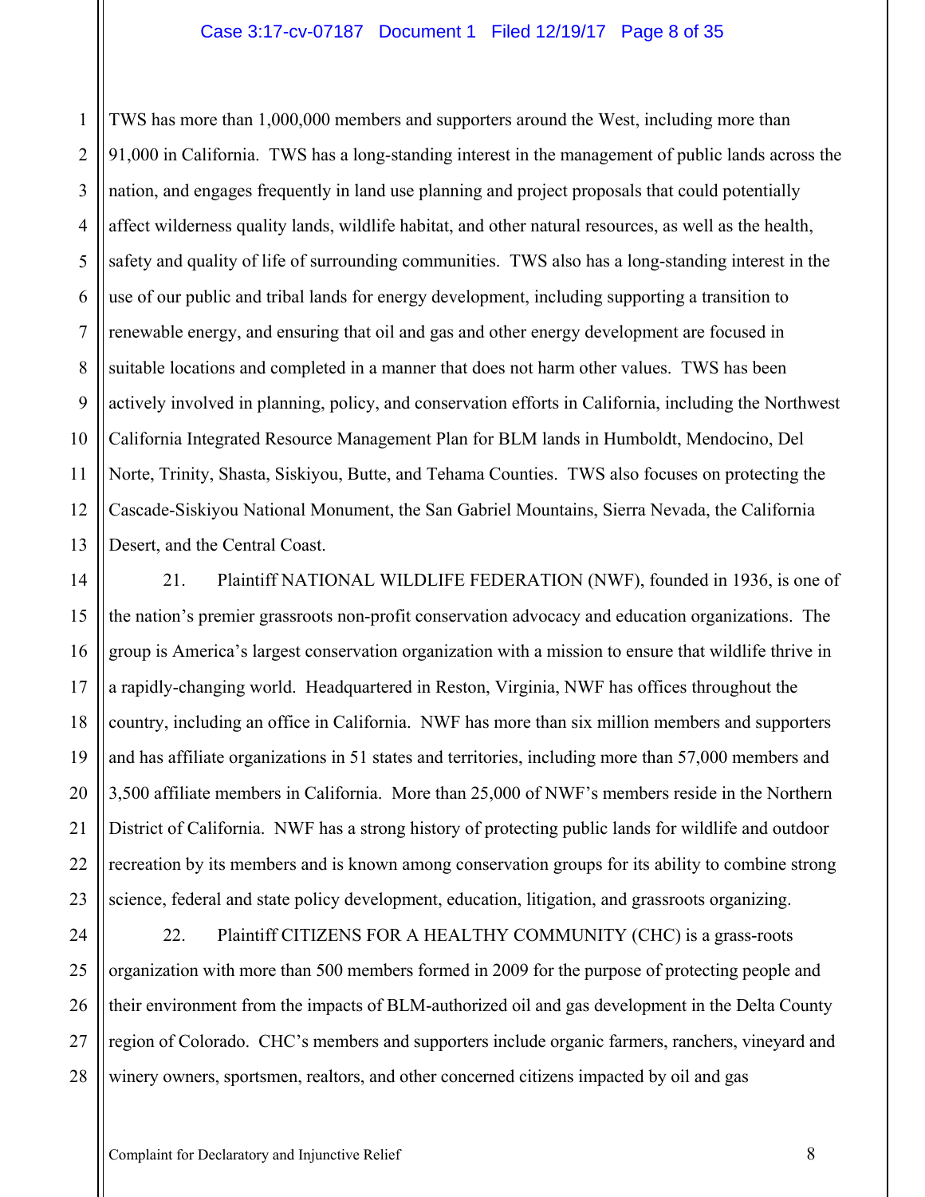TWS has more than 1,000,000 members and supporters around the West, including more than 91,000 in California. TWS has a long-standing interest in the management of public lands across the nation, and engages frequently in land use planning and project proposals that could potentially affect wilderness quality lands, wildlife habitat, and other natural resources, as well as the health, safety and quality of life of surrounding communities. TWS also has a long-standing interest in the use of our public and tribal lands for energy development, including supporting a transition to renewable energy, and ensuring that oil and gas and other energy development are focused in suitable locations and completed in a manner that does not harm other values. TWS has been actively involved in planning, policy, and conservation efforts in California, including the Northwest California Integrated Resource Management Plan for BLM lands in Humboldt, Mendocino, Del Norte, Trinity, Shasta, Siskiyou, Butte, and Tehama Counties. TWS also focuses on protecting the Cascade-Siskiyou National Monument, the San Gabriel Mountains, Sierra Nevada, the California Desert, and the Central Coast.

21. Plaintiff NATIONAL WILDLIFE FEDERATION (NWF), founded in 1936, is one of the nation's premier grassroots non-profit conservation advocacy and education organizations. The group is America's largest conservation organization with a mission to ensure that wildlife thrive in a rapidly-changing world. Headquartered in Reston, Virginia, NWF has offices throughout the country, including an office in California. NWF has more than six million members and supporters and has affiliate organizations in 51 states and territories, including more than 57,000 members and 3,500 affiliate members in California. More than 25,000 of NWF's members reside in the Northern District of California. NWF has a strong history of protecting public lands for wildlife and outdoor recreation by its members and is known among conservation groups for its ability to combine strong science, federal and state policy development, education, litigation, and grassroots organizing.

22. Plaintiff CITIZENS FOR A HEALTHY COMMUNITY (CHC) is a grass-roots organization with more than 500 members formed in 2009 for the purpose of protecting people and their environment from the impacts of BLM-authorized oil and gas development in the Delta County region of Colorado. CHC's members and supporters include organic farmers, ranchers, vineyard and winery owners, sportsmen, realtors, and other concerned citizens impacted by oil and gas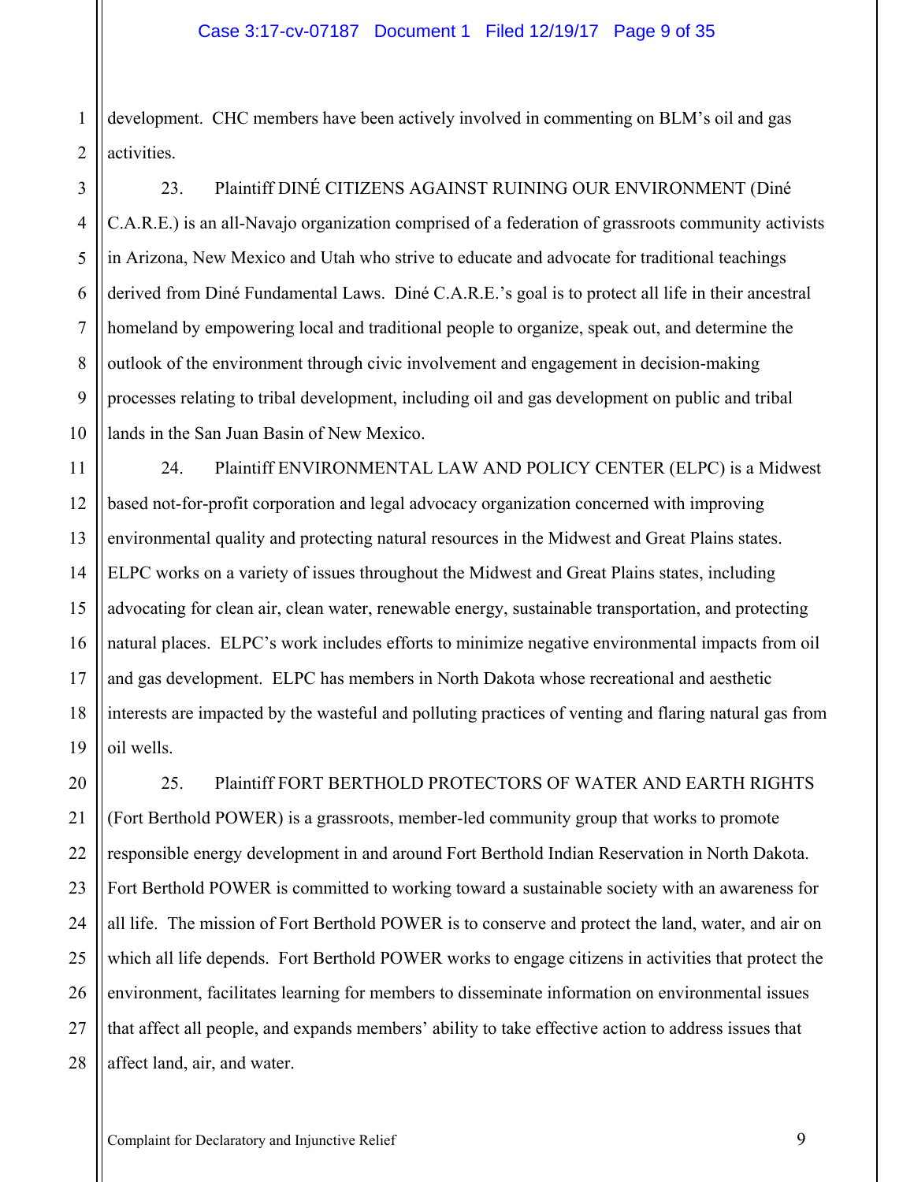development. CHC members have been actively involved in commenting on BLM's oil and gas activities.

23. Plaintiff DINÉ CITIZENS AGAINST RUINING OUR ENVIRONMENT (Diné C.A.R.E.) is an all-Navajo organization comprised of a federation of grassroots community activists in Arizona, New Mexico and Utah who strive to educate and advocate for traditional teachings derived from Diné Fundamental Laws. Diné C.A.R.E.'s goal is to protect all life in their ancestral homeland by empowering local and traditional people to organize, speak out, and determine the outlook of the environment through civic involvement and engagement in decision-making processes relating to tribal development, including oil and gas development on public and tribal lands in the San Juan Basin of New Mexico.

24. Plaintiff ENVIRONMENTAL LAW AND POLICY CENTER (ELPC) is a Midwest based not-for-profit corporation and legal advocacy organization concerned with improving environmental quality and protecting natural resources in the Midwest and Great Plains states. ELPC works on a variety of issues throughout the Midwest and Great Plains states, including advocating for clean air, clean water, renewable energy, sustainable transportation, and protecting natural places. ELPC's work includes efforts to minimize negative environmental impacts from oil and gas development. ELPC has members in North Dakota whose recreational and aesthetic interests are impacted by the wasteful and polluting practices of venting and flaring natural gas from oil wells.

25. Plaintiff FORT BERTHOLD PROTECTORS OF WATER AND EARTH RIGHTS (Fort Berthold POWER) is a grassroots, member-led community group that works to promote responsible energy development in and around Fort Berthold Indian Reservation in North Dakota. Fort Berthold POWER is committed to working toward a sustainable society with an awareness for all life. The mission of Fort Berthold POWER is to conserve and protect the land, water, and air on which all life depends. Fort Berthold POWER works to engage citizens in activities that protect the environment, facilitates learning for members to disseminate information on environmental issues that affect all people, and expands members' ability to take effective action to address issues that affect land, air, and water.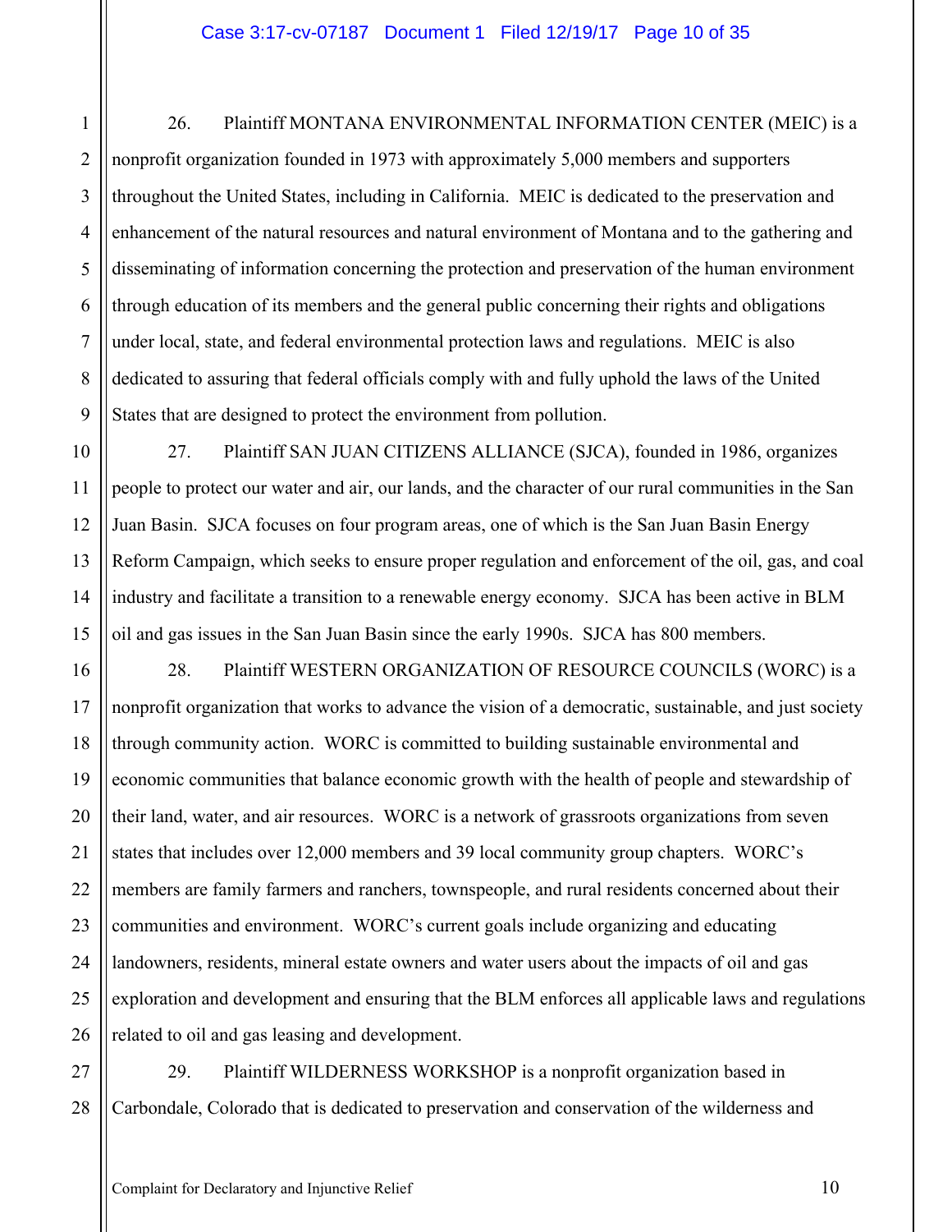26. Plaintiff MONTANA ENVIRONMENTAL INFORMATION CENTER (MEIC) is a nonprofit organization founded in 1973 with approximately 5,000 members and supporters throughout the United States, including in California. MEIC is dedicated to the preservation and enhancement of the natural resources and natural environment of Montana and to the gathering and disseminating of information concerning the protection and preservation of the human environment through education of its members and the general public concerning their rights and obligations under local, state, and federal environmental protection laws and regulations. MEIC is also dedicated to assuring that federal officials comply with and fully uphold the laws of the United States that are designed to protect the environment from pollution.

27. Plaintiff SAN JUAN CITIZENS ALLIANCE (SJCA), founded in 1986, organizes people to protect our water and air, our lands, and the character of our rural communities in the San Juan Basin. SJCA focuses on four program areas, one of which is the San Juan Basin Energy Reform Campaign, which seeks to ensure proper regulation and enforcement of the oil, gas, and coal industry and facilitate a transition to a renewable energy economy. SJCA has been active in BLM oil and gas issues in the San Juan Basin since the early 1990s. SJCA has 800 members.

28. Plaintiff WESTERN ORGANIZATION OF RESOURCE COUNCILS (WORC) is a nonprofit organization that works to advance the vision of a democratic, sustainable, and just society through community action. WORC is committed to building sustainable environmental and economic communities that balance economic growth with the health of people and stewardship of their land, water, and air resources. WORC is a network of grassroots organizations from seven states that includes over 12,000 members and 39 local community group chapters. WORC's members are family farmers and ranchers, townspeople, and rural residents concerned about their communities and environment. WORC's current goals include organizing and educating landowners, residents, mineral estate owners and water users about the impacts of oil and gas exploration and development and ensuring that the BLM enforces all applicable laws and regulations related to oil and gas leasing and development.

29. Plaintiff WILDERNESS WORKSHOP is a nonprofit organization based in Carbondale, Colorado that is dedicated to preservation and conservation of the wilderness and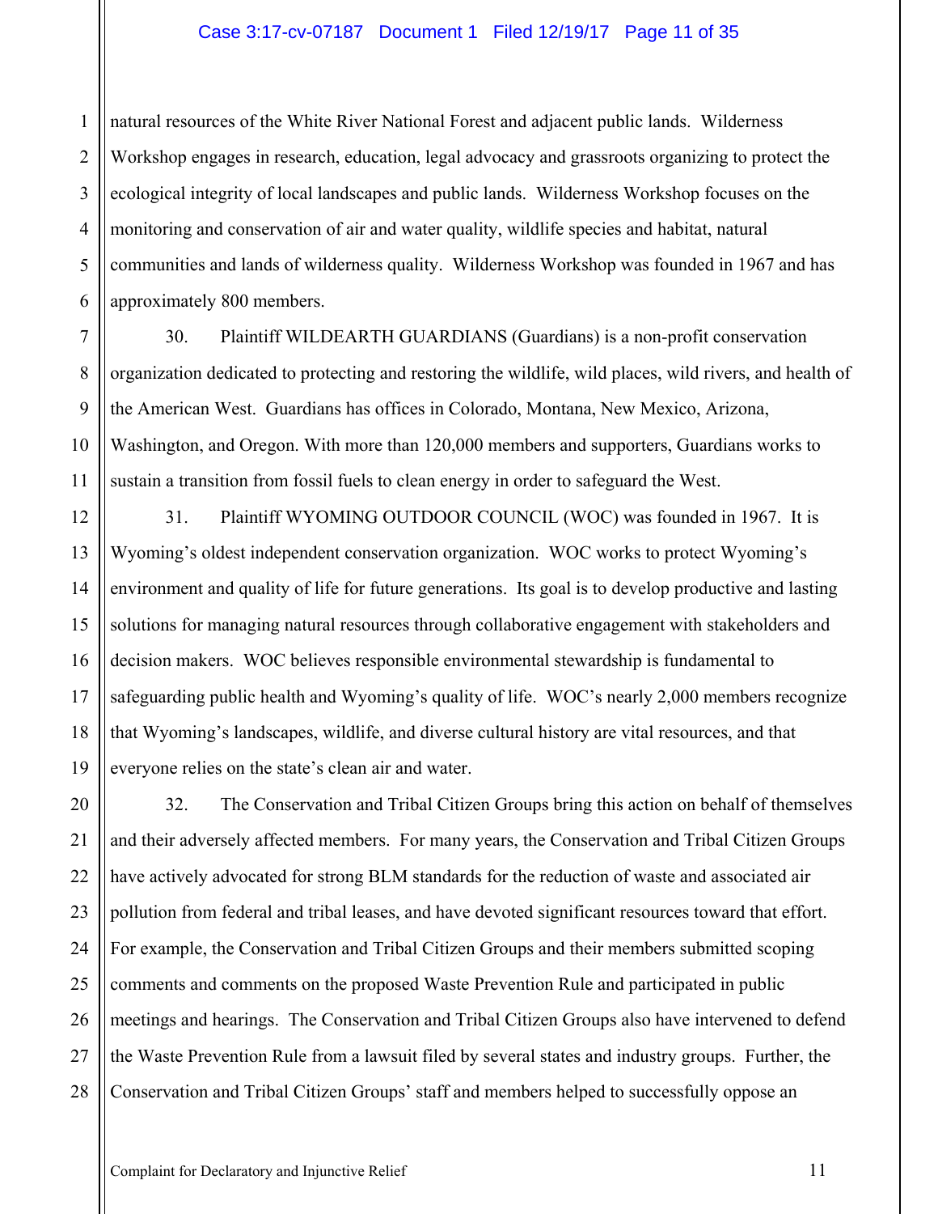natural resources of the White River National Forest and adjacent public lands. Wilderness Workshop engages in research, education, legal advocacy and grassroots organizing to protect the ecological integrity of local landscapes and public lands. Wilderness Workshop focuses on the monitoring and conservation of air and water quality, wildlife species and habitat, natural communities and lands of wilderness quality. Wilderness Workshop was founded in 1967 and has approximately 800 members.

30. Plaintiff WILDEARTH GUARDIANS (Guardians) is a non-profit conservation organization dedicated to protecting and restoring the wildlife, wild places, wild rivers, and health of the American West. Guardians has offices in Colorado, Montana, New Mexico, Arizona, Washington, and Oregon. With more than 120,000 members and supporters, Guardians works to sustain a transition from fossil fuels to clean energy in order to safeguard the West.

31. Plaintiff WYOMING OUTDOOR COUNCIL (WOC) was founded in 1967. It is Wyoming's oldest independent conservation organization. WOC works to protect Wyoming's environment and quality of life for future generations. Its goal is to develop productive and lasting solutions for managing natural resources through collaborative engagement with stakeholders and decision makers. WOC believes responsible environmental stewardship is fundamental to safeguarding public health and Wyoming's quality of life. WOC's nearly 2,000 members recognize that Wyoming's landscapes, wildlife, and diverse cultural history are vital resources, and that everyone relies on the state's clean air and water.

32. The Conservation and Tribal Citizen Groups bring this action on behalf of themselves and their adversely affected members. For many years, the Conservation and Tribal Citizen Groups have actively advocated for strong BLM standards for the reduction of waste and associated air pollution from federal and tribal leases, and have devoted significant resources toward that effort. For example, the Conservation and Tribal Citizen Groups and their members submitted scoping comments and comments on the proposed Waste Prevention Rule and participated in public meetings and hearings. The Conservation and Tribal Citizen Groups also have intervened to defend the Waste Prevention Rule from a lawsuit filed by several states and industry groups. Further, the Conservation and Tribal Citizen Groups' staff and members helped to successfully oppose an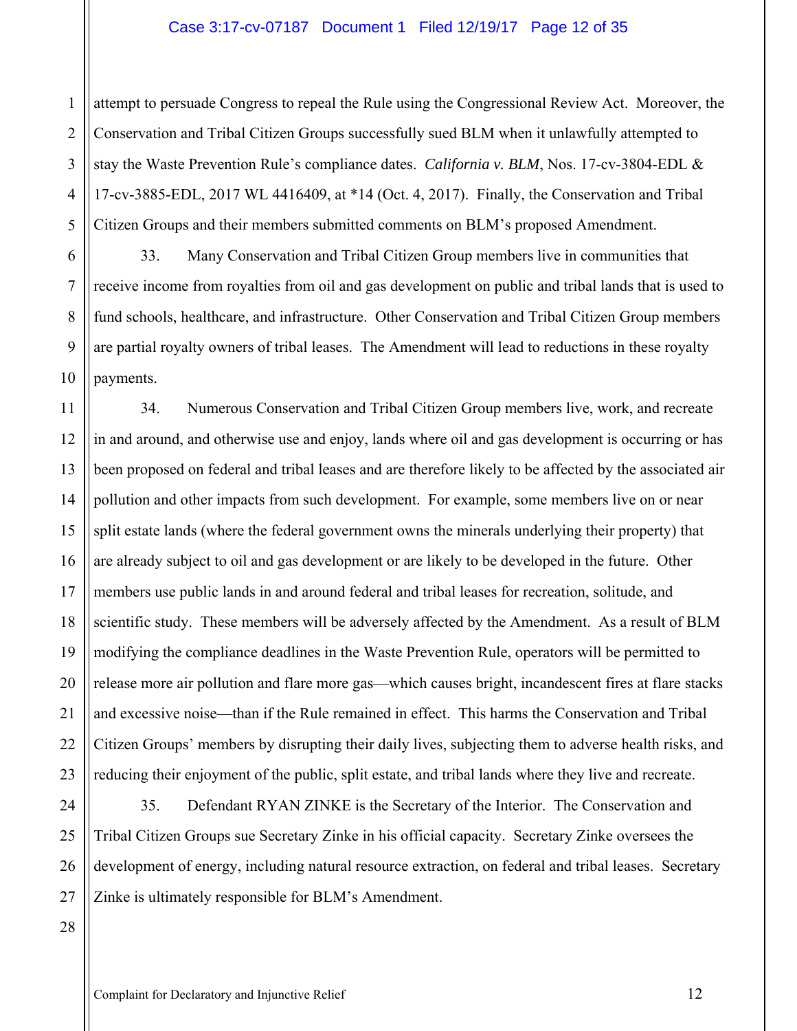attempt to persuade Congress to repeal the Rule using the Congressional Review Act. Moreover, the Conservation and Tribal Citizen Groups successfully sued BLM when it unlawfully attempted to stay the Waste Prevention Rule's compliance dates. *California v. BLM*, Nos. 17-cv-3804-EDL & 17-cv-3885-EDL, 2017 WL 4416409, at *14 (Oct. 4, 2017). Finally, the Conservation and Tribal Citizen Groups and their members submitted comments on BLM's proposed Amendment.

33. Many Conservation and Tribal Citizen Group members live in communities that receive income from royalties from oil and gas development on public and tribal lands that is used to fund schools, healthcare, and infrastructure. Other Conservation and Tribal Citizen Group members are partial royalty owners of tribal leases. The Amendment will lead to reductions in these royalty payments.

34. Numerous Conservation and Tribal Citizen Group members live, work, and recreate in and around, and otherwise use and enjoy, lands where oil and gas development is occurring or has been proposed on federal and tribal leases and are therefore likely to be affected by the associated air pollution and other impacts from such development. For example, some members live on or near split estate lands (where the federal government owns the minerals underlying their property) that are already subject to oil and gas development or are likely to be developed in the future. Other members use public lands in and around federal and tribal leases for recreation, solitude, and scientific study. These members will be adversely affected by the Amendment. As a result of BLM modifying the compliance deadlines in the Waste Prevention Rule, operators will be permitted to release more air pollution and flare more gas—which causes bright, incandescent fires at flare stacks and excessive noise—than if the Rule remained in effect. This harms the Conservation and Tribal Citizen Groups' members by disrupting their daily lives, subjecting them to adverse health risks, and reducing their enjoyment of the public, split estate, and tribal lands where they live and recreate.

35. Defendant RYAN ZINKE is the Secretary of the Interior. The Conservation and Tribal Citizen Groups sue Secretary Zinke in his official capacity. Secretary Zinke oversees the development of energy, including natural resource extraction, on federal and tribal leases. Secretary Zinke is ultimately responsible for BLM's Amendment.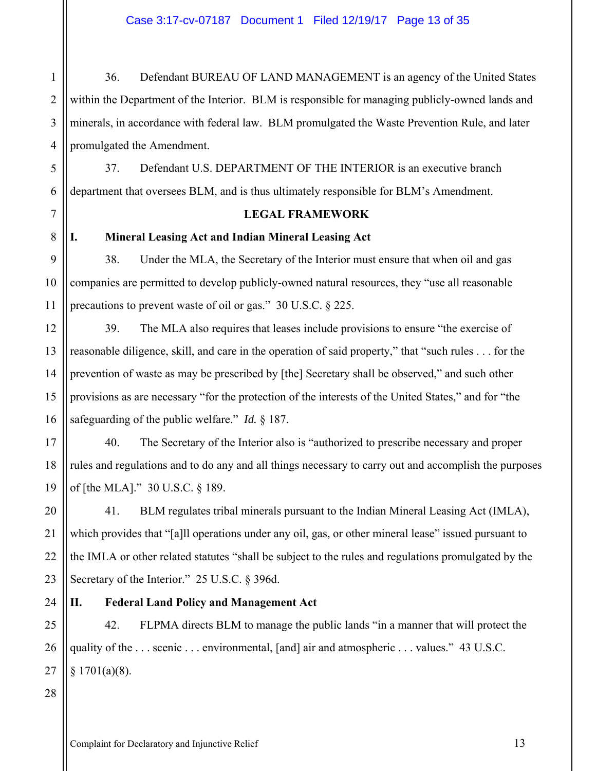36. Defendant BUREAU OF LAND MANAGEMENT is an agency of the United States within the Department of the Interior. BLM is responsible for managing publicly-owned lands and minerals, in accordance with federal law. BLM promulgated the Waste Prevention Rule, and later promulgated the Amendment.

37. Defendant U.S. DEPARTMENT OF THE INTERIOR is an executive branch department that oversees BLM, and is thus ultimately responsible for BLM's Amendment.

## LEGAL FRAMEWORK

### I. Mineral Leasing Act and Indian Mineral Leasing Act

38. Under the MLA, the Secretary of the Interior must ensure that when oil and gas companies are permitted to develop publicly-owned natural resources, they "use all reasonable precautions to prevent waste of oil or gas." 30 U.S.C. § 225.

39. The MLA also requires that leases include provisions to ensure "the exercise of reasonable diligence, skill, and care in the operation of said property," that "such rules . . . for the prevention of waste as may be prescribed by [the] Secretary shall be observed," and such other provisions as are necessary "for the protection of the interests of the United States," and for "the safeguarding of the public welfare." *Id.* § 187.

40. The Secretary of the Interior also is "authorized to prescribe necessary and proper rules and regulations and to do any and all things necessary to carry out and accomplish the purposes of [the MLA]." 30 U.S.C. § 189.

41. BLM regulates tribal minerals pursuant to the Indian Mineral Leasing Act (IMLA), which provides that "[a]ll operations under any oil, gas, or other mineral lease" issued pursuant to the IMLA or other related statutes "shall be subject to the rules and regulations promulgated by the Secretary of the Interior." 25 U.S.C. § 396d.

### II. Federal Land Policy and Management Act

42. FLPMA directs BLM to manage the public lands "in a manner that will protect the quality of the . . . scenic . . . environmental, [and] air and atmospheric . . . values." 43 U.S.C. § 1701(a)(8).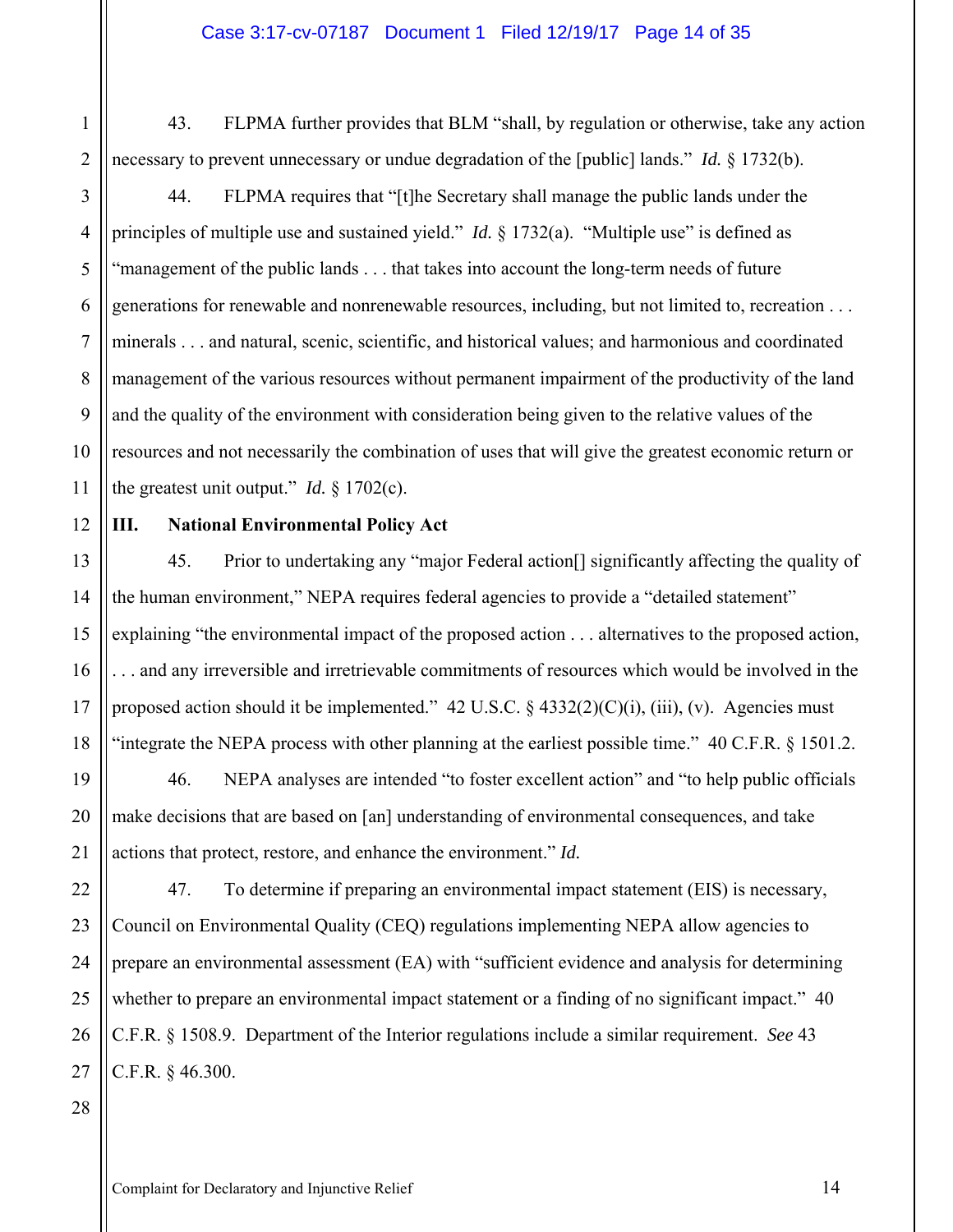43. FLPMA further provides that BLM "shall, by regulation or otherwise, take any action necessary to prevent unnecessary or undue degradation of the [public] lands." *Id.* § 1732(b).

44. FLPMA requires that "[t]he Secretary shall manage the public lands under the principles of multiple use and sustained yield." *Id.* § 1732(a). "Multiple use" is defined as "management of the public lands . . . that takes into account the long-term needs of future generations for renewable and nonrenewable resources, including, but not limited to, recreation . . . minerals . . . and natural, scenic, scientific, and historical values; and harmonious and coordinated management of the various resources without permanent impairment of the productivity of the land and the quality of the environment with consideration being given to the relative values of the resources and not necessarily the combination of uses that will give the greatest economic return or the greatest unit output." *Id.* § 1702(c).

## III. National Environmental Policy Act

45. Prior to undertaking any "major Federal action[] significantly affecting the quality of the human environment," NEPA requires federal agencies to provide a "detailed statement" explaining "the environmental impact of the proposed action . . . alternatives to the proposed action, . . . and any irreversible and irretrievable commitments of resources which would be involved in the proposed action should it be implemented." 42 U.S.C. § 4332(2)(C)(i), (iii), (v). Agencies must "integrate the NEPA process with other planning at the earliest possible time." 40 C.F.R. § 1501.2.

46. NEPA analyses are intended "to foster excellent action" and "to help public officials make decisions that are based on [an] understanding of environmental consequences, and take actions that protect, restore, and enhance the environment." *Id.*

47. To determine if preparing an environmental impact statement (EIS) is necessary, Council on Environmental Quality (CEQ) regulations implementing NEPA allow agencies to prepare an environmental assessment (EA) with "sufficient evidence and analysis for determining whether to prepare an environmental impact statement or a finding of no significant impact." 40 C.F.R. § 1508.9. Department of the Interior regulations include a similar requirement. *See* 43 C.F.R. § 46.300.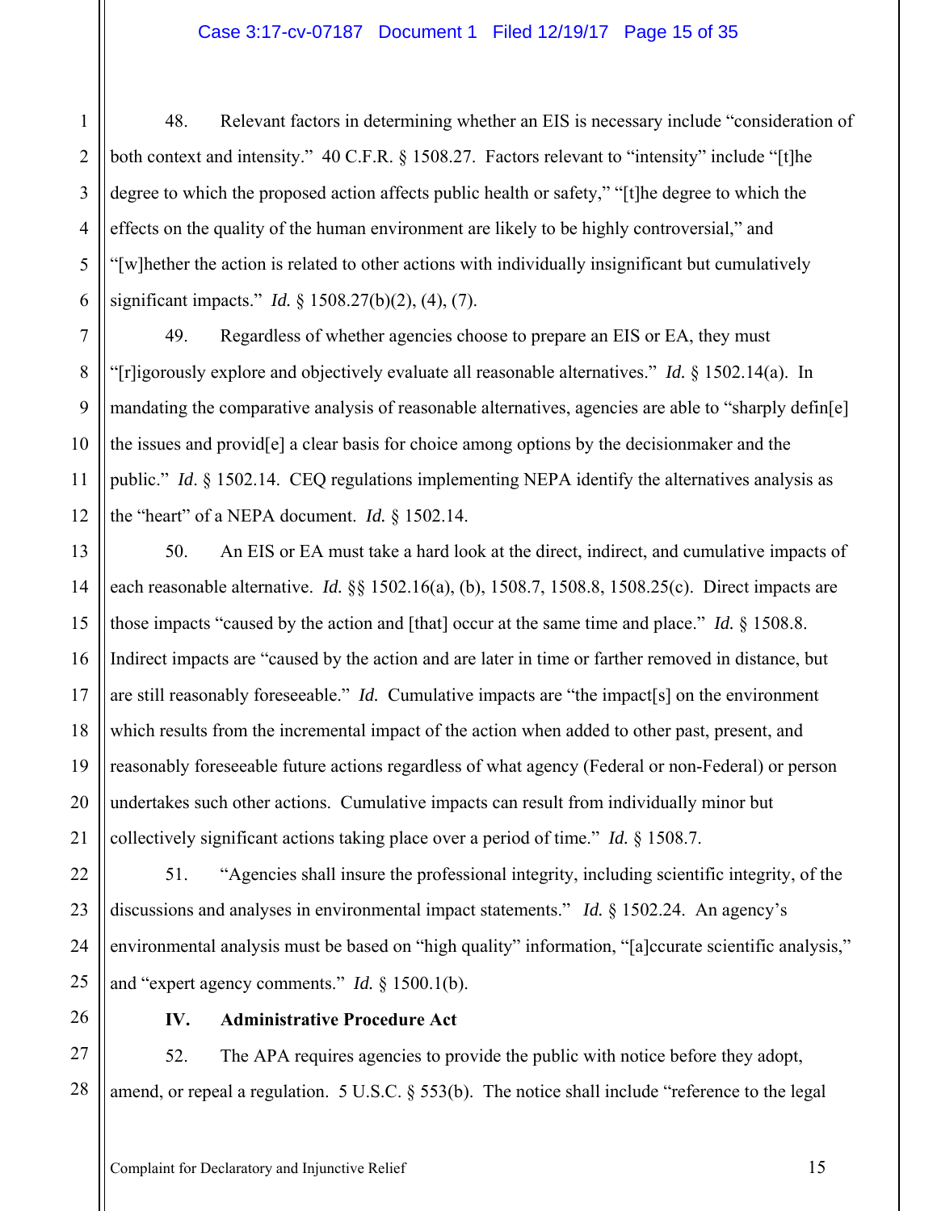48. Relevant factors in determining whether an EIS is necessary include "consideration of both context and intensity." 40 C.F.R. § 1508.27. Factors relevant to "intensity" include "[t]he degree to which the proposed action affects public health or safety," "[t]he degree to which the effects on the quality of the human environment are likely to be highly controversial," and "[w]hether the action is related to other actions with individually insignificant but cumulatively significant impacts." *Id.* § 1508.27(b)(2), (4), (7).

49. Regardless of whether agencies choose to prepare an EIS or EA, they must "[r]igorously explore and objectively evaluate all reasonable alternatives." *Id.* § 1502.14(a). In mandating the comparative analysis of reasonable alternatives, agencies are able to "sharply defin[e] the issues and provid[e] a clear basis for choice among options by the decisionmaker and the public." *Id.* § 1502.14. CEQ regulations implementing NEPA identify the alternatives analysis as the "heart" of a NEPA document. *Id.* § 1502.14.

50. An EIS or EA must take a hard look at the direct, indirect, and cumulative impacts of each reasonable alternative. *Id.* §§ 1502.16(a), (b), 1508.7, 1508.8, 1508.25(c). Direct impacts are those impacts "caused by the action and [that] occur at the same time and place." *Id.* § 1508.8. Indirect impacts are "caused by the action and are later in time or farther removed in distance, but are still reasonably foreseeable." *Id.* Cumulative impacts are "the impact[s] on the environment which results from the incremental impact of the action when added to other past, present, and reasonably foreseeable future actions regardless of what agency (Federal or non-Federal) or person undertakes such other actions. Cumulative impacts can result from individually minor but collectively significant actions taking place over a period of time." *Id.* § 1508.7.

51. "Agencies shall insure the professional integrity, including scientific integrity, of the discussions and analyses in environmental impact statements." *Id.* § 1502.24. An agency's environmental analysis must be based on "high quality" information, "[a]ccurate scientific analysis," and "expert agency comments." *Id.* § 1500.1(b).

### IV. Administrative Procedure Act

52. The APA requires agencies to provide the public with notice before they adopt, amend, or repeal a regulation. 5 U.S.C. § 553(b). The notice shall include "reference to the legal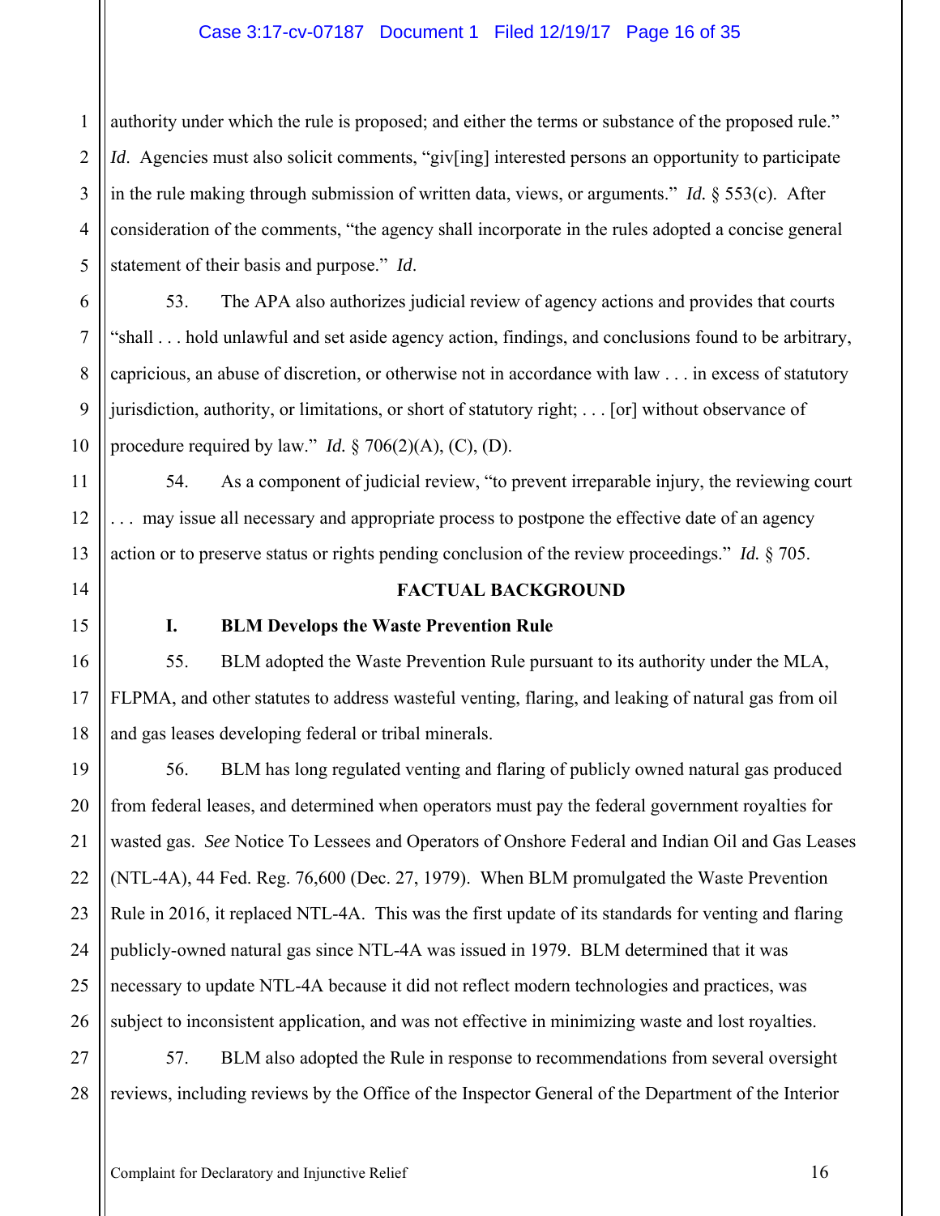authority under which the rule is proposed; and either the terms or substance of the proposed rule." *Id*. Agencies must also solicit comments, "giv[ing] interested persons an opportunity to participate in the rule making through submission of written data, views, or arguments." *Id.* § 553(c). After consideration of the comments, "the agency shall incorporate in the rules adopted a concise general statement of their basis and purpose." *Id*.

53. The APA also authorizes judicial review of agency actions and provides that courts "shall . . . hold unlawful and set aside agency action, findings, and conclusions found to be arbitrary, capricious, an abuse of discretion, or otherwise not in accordance with law . . . in excess of statutory jurisdiction, authority, or limitations, or short of statutory right; . . . [or] without observance of procedure required by law." *Id.* § 706(2)(A), (C), (D).

54. As a component of judicial review, "to prevent irreparable injury, the reviewing court . . . may issue all necessary and appropriate process to postpone the effective date of an agency action or to preserve status or rights pending conclusion of the review proceedings." *Id.* § 705.

## FACTUAL BACKGROUND

### I. BLM Develops the Waste Prevention Rule

55. BLM adopted the Waste Prevention Rule pursuant to its authority under the MLA, FLPMA, and other statutes to address wasteful venting, flaring, and leaking of natural gas from oil and gas leases developing federal or tribal minerals.

56. BLM has long regulated venting and flaring of publicly owned natural gas produced from federal leases, and determined when operators must pay the federal government royalties for wasted gas. *See* Notice To Lessees and Operators of Onshore Federal and Indian Oil and Gas Leases (NTL-4A), 44 Fed. Reg. 76,600 (Dec. 27, 1979). When BLM promulgated the Waste Prevention Rule in 2016, it replaced NTL-4A. This was the first update of its standards for venting and flaring publicly-owned natural gas since NTL-4A was issued in 1979. BLM determined that it was necessary to update NTL-4A because it did not reflect modern technologies and practices, was subject to inconsistent application, and was not effective in minimizing waste and lost royalties.

57. BLM also adopted the Rule in response to recommendations from several oversight reviews, including reviews by the Office of the Inspector General of the Department of the Interior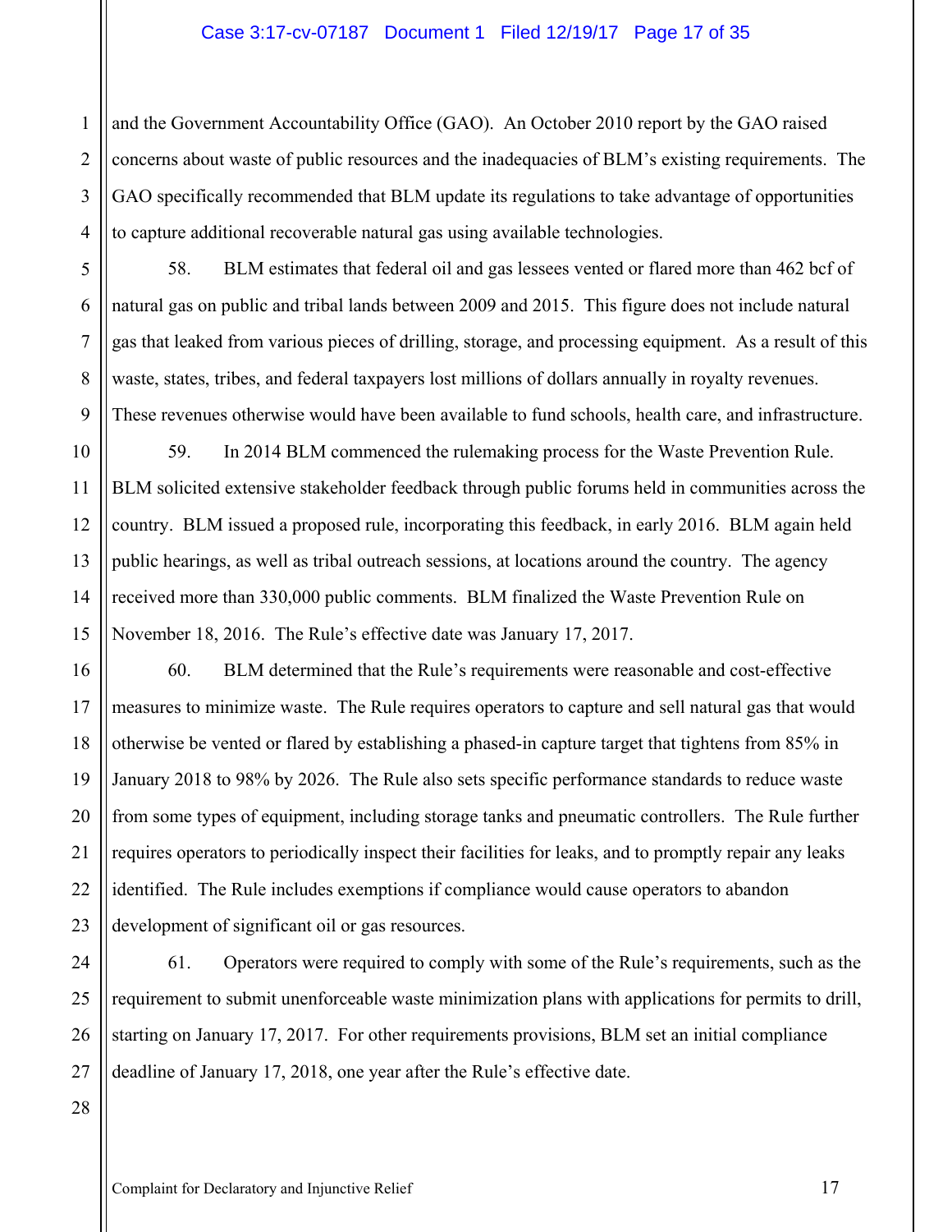and the Government Accountability Office (GAO). An October 2010 report by the GAO raised concerns about waste of public resources and the inadequacies of BLM's existing requirements. The GAO specifically recommended that BLM update its regulations to take advantage of opportunities to capture additional recoverable natural gas using available technologies.

58. BLM estimates that federal oil and gas lessees vented or flared more than 462 bcf of natural gas on public and tribal lands between 2009 and 2015. This figure does not include natural gas that leaked from various pieces of drilling, storage, and processing equipment. As a result of this waste, states, tribes, and federal taxpayers lost millions of dollars annually in royalty revenues. These revenues otherwise would have been available to fund schools, health care, and infrastructure.

59. In 2014 BLM commenced the rulemaking process for the Waste Prevention Rule. BLM solicited extensive stakeholder feedback through public forums held in communities across the country. BLM issued a proposed rule, incorporating this feedback, in early 2016. BLM again held public hearings, as well as tribal outreach sessions, at locations around the country. The agency received more than 330,000 public comments. BLM finalized the Waste Prevention Rule on November 18, 2016. The Rule's effective date was January 17, 2017.

60. BLM determined that the Rule's requirements were reasonable and cost-effective measures to minimize waste. The Rule requires operators to capture and sell natural gas that would otherwise be vented or flared by establishing a phased-in capture target that tightens from 85% in January 2018 to 98% by 2026. The Rule also sets specific performance standards to reduce waste from some types of equipment, including storage tanks and pneumatic controllers. The Rule further requires operators to periodically inspect their facilities for leaks, and to promptly repair any leaks identified. The Rule includes exemptions if compliance would cause operators to abandon development of significant oil or gas resources.

61. Operators were required to comply with some of the Rule's requirements, such as the requirement to submit unenforceable waste minimization plans with applications for permits to drill, starting on January 17, 2017. For other requirements provisions, BLM set an initial compliance deadline of January 17, 2018, one year after the Rule's effective date.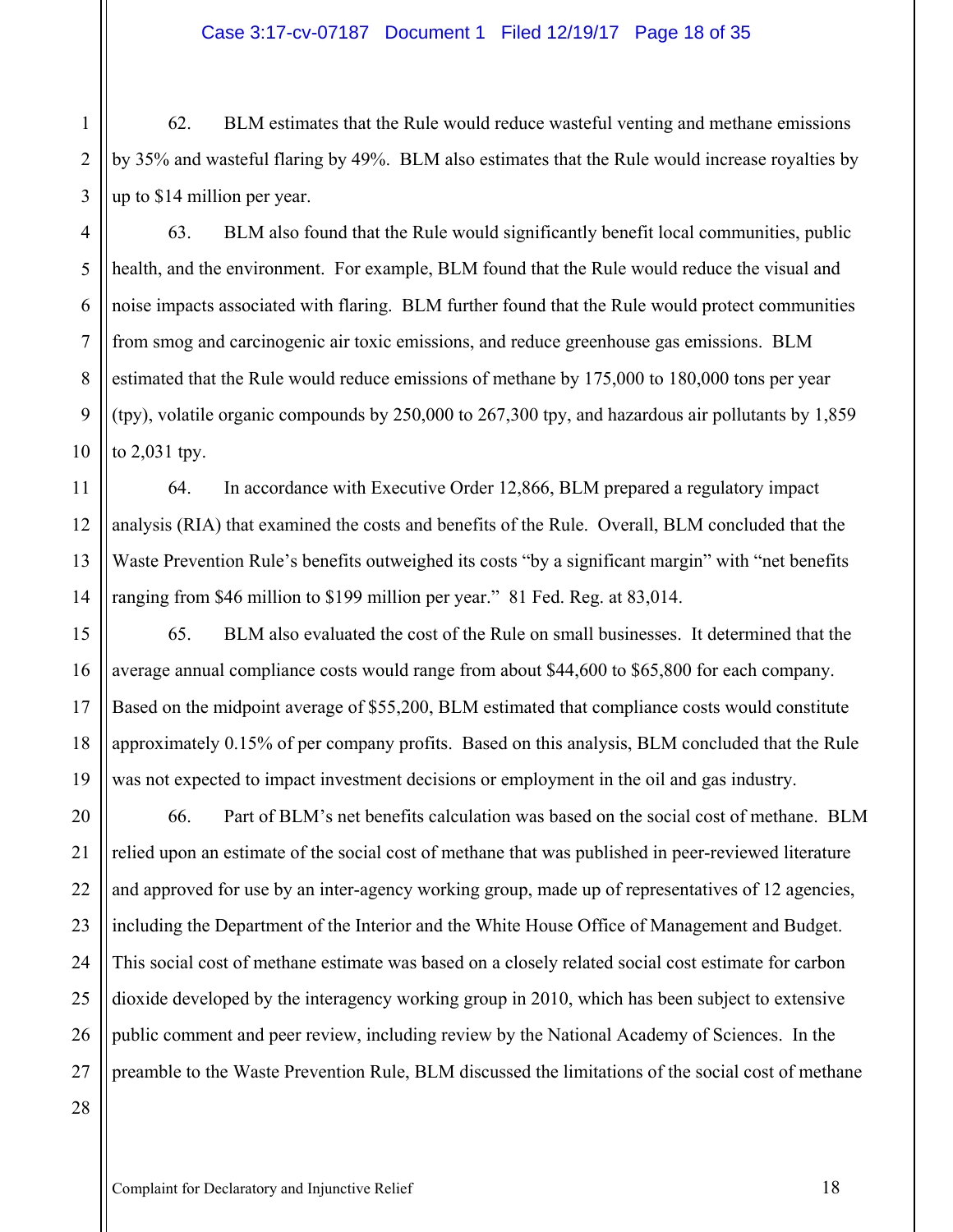62. BLM estimates that the Rule would reduce wasteful venting and methane emissions by 35% and wasteful flaring by 49%. BLM also estimates that the Rule would increase royalties by up to $14 million per year.

63. BLM also found that the Rule would significantly benefit local communities, public health, and the environment. For example, BLM found that the Rule would reduce the visual and noise impacts associated with flaring. BLM further found that the Rule would protect communities from smog and carcinogenic air toxic emissions, and reduce greenhouse gas emissions. BLM estimated that the Rule would reduce emissions of methane by 175,000 to 180,000 tons per year (tpy), volatile organic compounds by 250,000 to 267,300 tpy, and hazardous air pollutants by 1,859 to 2,031 tpy.

64. In accordance with Executive Order 12,866, BLM prepared a regulatory impact analysis (RIA) that examined the costs and benefits of the Rule. Overall, BLM concluded that the Waste Prevention Rule's benefits outweighed its costs "by a significant margin" with "net benefits ranging from $46 million to $199 million per year." 81 Fed. Reg. at 83,014.

65. BLM also evaluated the cost of the Rule on small businesses. It determined that the average annual compliance costs would range from about $44,600 to $65,800 for each company. Based on the midpoint average of $55,200, BLM estimated that compliance costs would constitute approximately 0.15% of per company profits. Based on this analysis, BLM concluded that the Rule was not expected to impact investment decisions or employment in the oil and gas industry.

66. Part of BLM's net benefits calculation was based on the social cost of methane. BLM relied upon an estimate of the social cost of methane that was published in peer-reviewed literature and approved for use by an inter-agency working group, made up of representatives of 12 agencies, including the Department of the Interior and the White House Office of Management and Budget. This social cost of methane estimate was based on a closely related social cost estimate for carbon dioxide developed by the interagency working group in 2010, which has been subject to extensive public comment and peer review, including review by the National Academy of Sciences. In the preamble to the Waste Prevention Rule, BLM discussed the limitations of the social cost of methane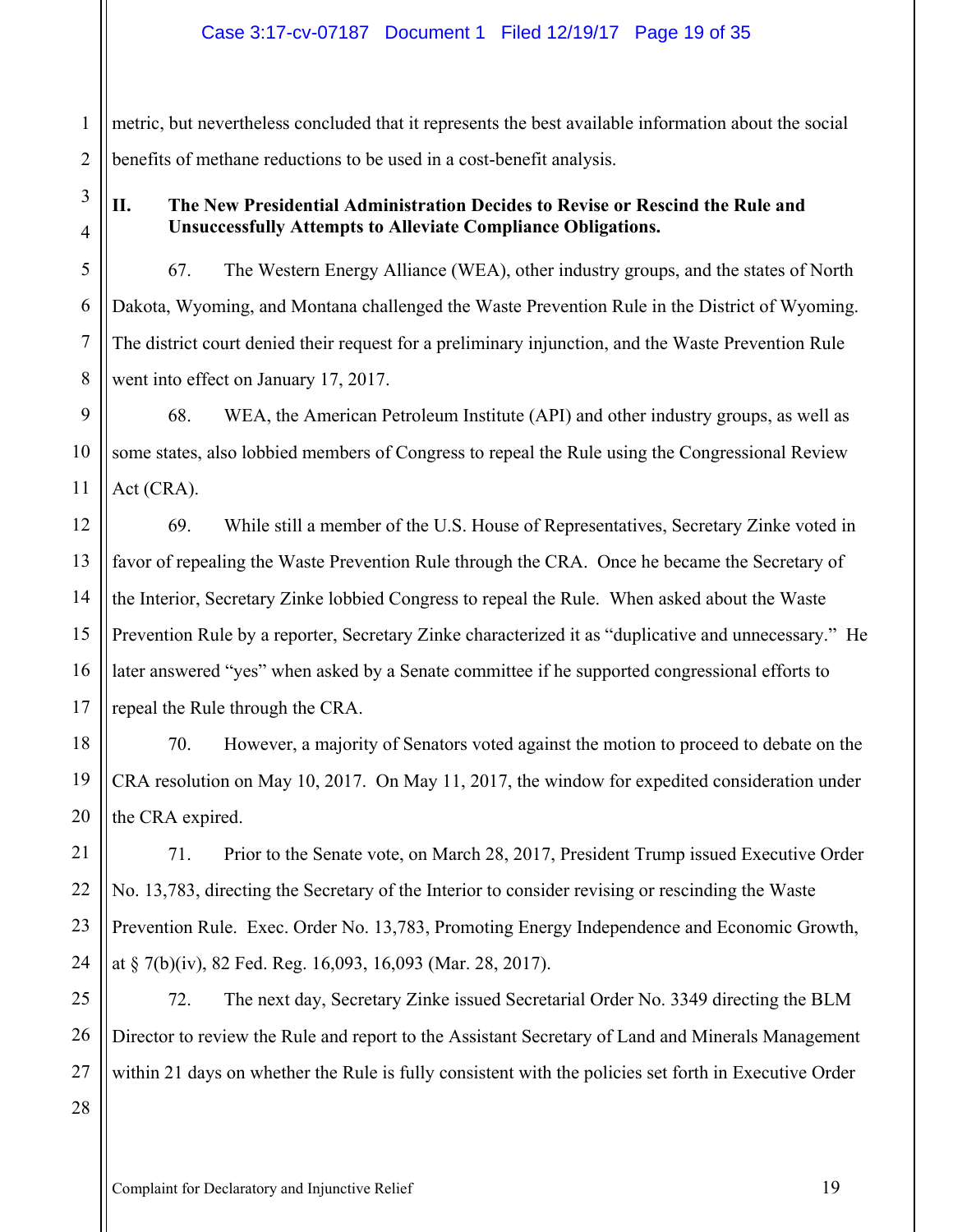metric, but nevertheless concluded that it represents the best available information about the social benefits of methane reductions to be used in a cost-benefit analysis.

## II. The New Presidential Administration Decides to Revise or Rescind the Rule and Unsuccessfully Attempts to Alleviate Compliance Obligations.

67. The Western Energy Alliance (WEA), other industry groups, and the states of North Dakota, Wyoming, and Montana challenged the Waste Prevention Rule in the District of Wyoming. The district court denied their request for a preliminary injunction, and the Waste Prevention Rule went into effect on January 17, 2017.

68. WEA, the American Petroleum Institute (API) and other industry groups, as well as some states, also lobbied members of Congress to repeal the Rule using the Congressional Review Act (CRA).

69. While still a member of the U.S. House of Representatives, Secretary Zinke voted in favor of repealing the Waste Prevention Rule through the CRA. Once he became the Secretary of the Interior, Secretary Zinke lobbied Congress to repeal the Rule. When asked about the Waste Prevention Rule by a reporter, Secretary Zinke characterized it as "duplicative and unnecessary." He later answered "yes" when asked by a Senate committee if he supported congressional efforts to repeal the Rule through the CRA.

70. However, a majority of Senators voted against the motion to proceed to debate on the CRA resolution on May 10, 2017. On May 11, 2017, the window for expedited consideration under the CRA expired.

71. Prior to the Senate vote, on March 28, 2017, President Trump issued Executive Order No. 13,783, directing the Secretary of the Interior to consider revising or rescinding the Waste Prevention Rule. Exec. Order No. 13,783, Promoting Energy Independence and Economic Growth, at § 7(b)(iv), 82 Fed. Reg. 16,093, 16,093 (Mar. 28, 2017).

72. The next day, Secretary Zinke issued Secretarial Order No. 3349 directing the BLM Director to review the Rule and report to the Assistant Secretary of Land and Minerals Management within 21 days on whether the Rule is fully consistent with the policies set forth in Executive Order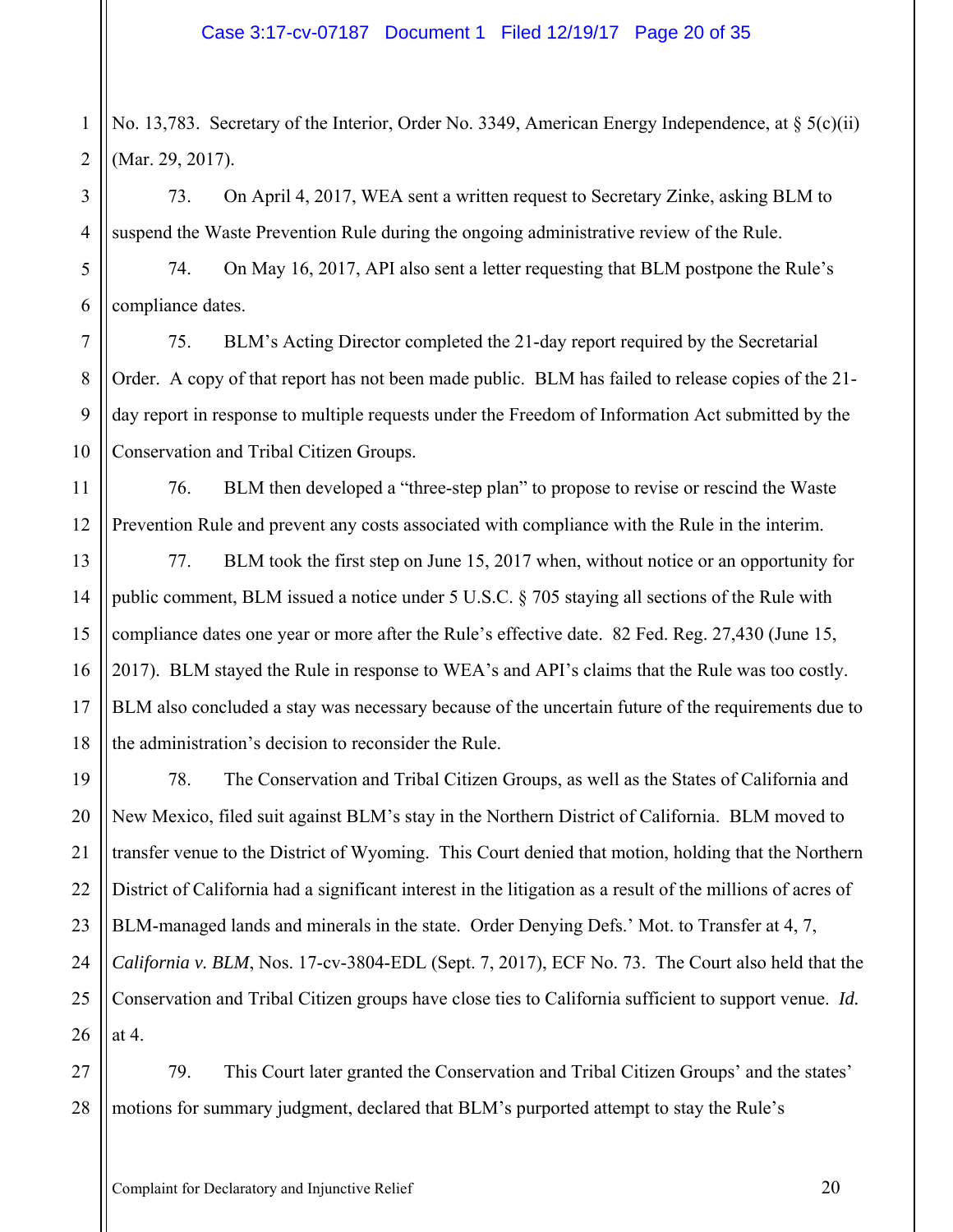No. 13,783. Secretary of the Interior, Order No. 3349, American Energy Independence, at § 5(c)(ii) (Mar. 29, 2017).

73. On April 4, 2017, WEA sent a written request to Secretary Zinke, asking BLM to suspend the Waste Prevention Rule during the ongoing administrative review of the Rule.

74. On May 16, 2017, API also sent a letter requesting that BLM postpone the Rule's compliance dates.

75. BLM's Acting Director completed the 21-day report required by the Secretarial Order. A copy of that report has not been made public. BLM has failed to release copies of the 21-day report in response to multiple requests under the Freedom of Information Act submitted by the Conservation and Tribal Citizen Groups.

76. BLM then developed a "three-step plan" to propose to revise or rescind the Waste Prevention Rule and prevent any costs associated with compliance with the Rule in the interim.

77. BLM took the first step on June 15, 2017 when, without notice or an opportunity for public comment, BLM issued a notice under 5 U.S.C. § 705 staying all sections of the Rule with compliance dates one year or more after the Rule's effective date. 82 Fed. Reg. 27,430 (June 15, 2017). BLM stayed the Rule in response to WEA's and API's claims that the Rule was too costly. BLM also concluded a stay was necessary because of the uncertain future of the requirements due to the administration's decision to reconsider the Rule.

78. The Conservation and Tribal Citizen Groups, as well as the States of California and New Mexico, filed suit against BLM's stay in the Northern District of California. BLM moved to transfer venue to the District of Wyoming. This Court denied that motion, holding that the Northern District of California had a significant interest in the litigation as a result of the millions of acres of BLM-managed lands and minerals in the state. Order Denying Defs.' Mot. to Transfer at 4, 7, *California v. BLM*, Nos. 17-cv-3804-EDL (Sept. 7, 2017), ECF No. 73. The Court also held that the Conservation and Tribal Citizen groups have close ties to California sufficient to support venue. *Id.* at 4.

79. This Court later granted the Conservation and Tribal Citizen Groups' and the states' motions for summary judgment, declared that BLM's purported attempt to stay the Rule's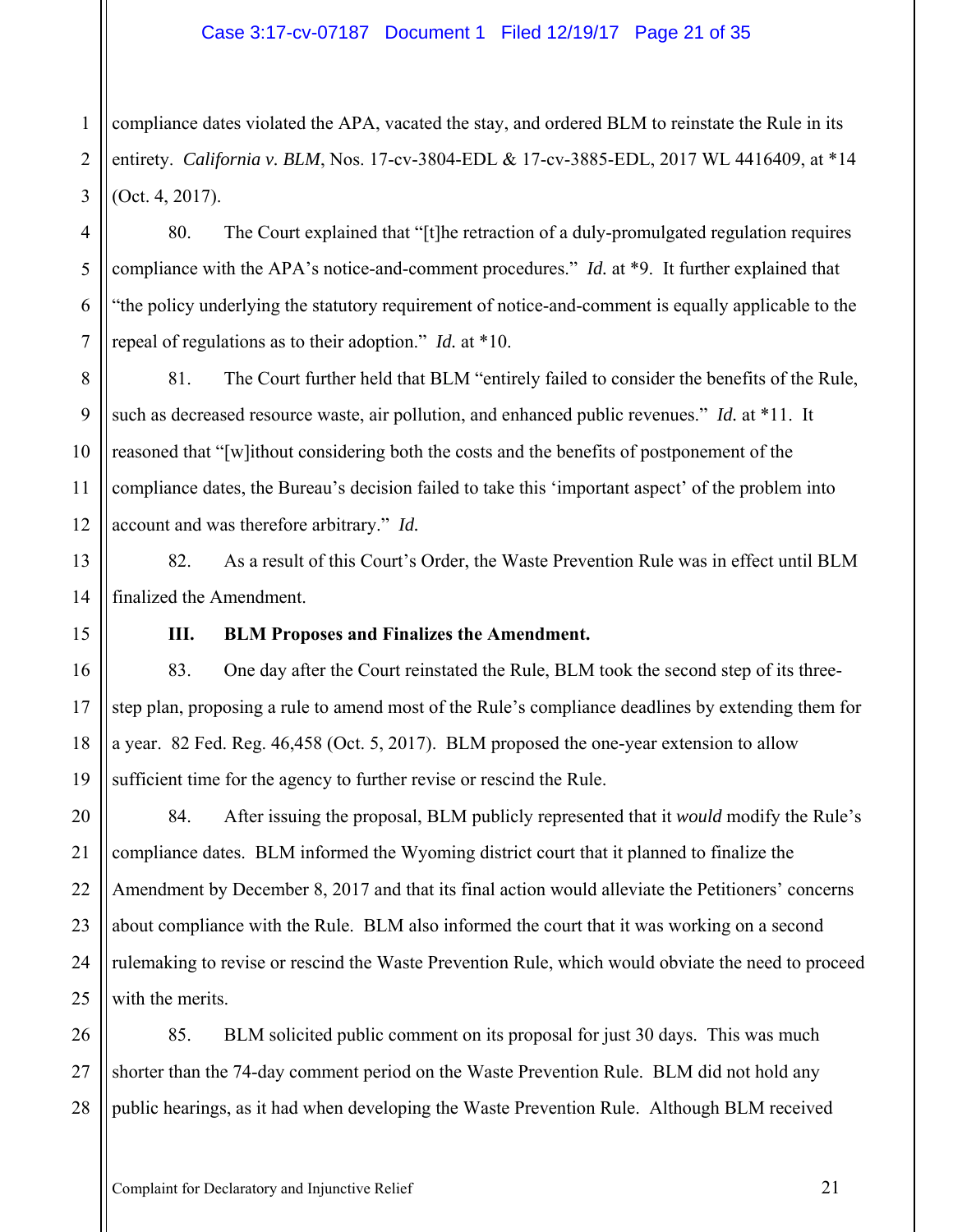compliance dates violated the APA, vacated the stay, and ordered BLM to reinstate the Rule in its entirety. *California v. BLM*, Nos. 17-cv-3804-EDL & 17-cv-3885-EDL, 2017 WL 4416409, at *14 (Oct. 4, 2017).

80. The Court explained that "[t]he retraction of a duly-promulgated regulation requires compliance with the APA's notice-and-comment procedures." *Id.* at *9. It further explained that "the policy underlying the statutory requirement of notice-and-comment is equally applicable to the repeal of regulations as to their adoption." *Id.* at *10.

81. The Court further held that BLM "entirely failed to consider the benefits of the Rule, such as decreased resource waste, air pollution, and enhanced public revenues." *Id.* at *11. It reasoned that "[w]ithout considering both the costs and the benefits of postponement of the compliance dates, the Bureau's decision failed to take this 'important aspect' of the problem into account and was therefore arbitrary." *Id.*

82. As a result of this Court's Order, the Waste Prevention Rule was in effect until BLM finalized the Amendment.

### III. BLM Proposes and Finalizes the Amendment.

83. One day after the Court reinstated the Rule, BLM took the second step of its three-step plan, proposing a rule to amend most of the Rule's compliance deadlines by extending them for a year. 82 Fed. Reg. 46,458 (Oct. 5, 2017). BLM proposed the one-year extension to allow sufficient time for the agency to further revise or rescind the Rule.

84. After issuing the proposal, BLM publicly represented that it *would* modify the Rule's compliance dates. BLM informed the Wyoming district court that it planned to finalize the Amendment by December 8, 2017 and that its final action would alleviate the Petitioners' concerns about compliance with the Rule. BLM also informed the court that it was working on a second rulemaking to revise or rescind the Waste Prevention Rule, which would obviate the need to proceed with the merits.

85. BLM solicited public comment on its proposal for just 30 days. This was much shorter than the 74-day comment period on the Waste Prevention Rule. BLM did not hold any public hearings, as it had when developing the Waste Prevention Rule. Although BLM received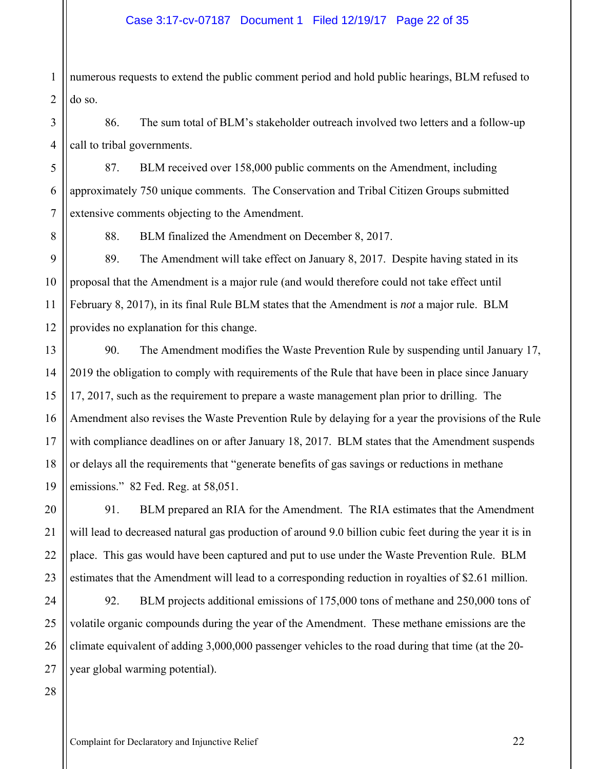numerous requests to extend the public comment period and hold public hearings, BLM refused to do so.

86. The sum total of BLM's stakeholder outreach involved two letters and a follow-up call to tribal governments.

87. BLM received over 158,000 public comments on the Amendment, including approximately 750 unique comments. The Conservation and Tribal Citizen Groups submitted extensive comments objecting to the Amendment.

88. BLM finalized the Amendment on December 8, 2017.

89. The Amendment will take effect on January 8, 2017. Despite having stated in its proposal that the Amendment is a major rule (and would therefore could not take effect until February 8, 2017), in its final Rule BLM states that the Amendment is *not* a major rule. BLM provides no explanation for this change.

90. The Amendment modifies the Waste Prevention Rule by suspending until January 17, 2019 the obligation to comply with requirements of the Rule that have been in place since January 17, 2017, such as the requirement to prepare a waste management plan prior to drilling. The Amendment also revises the Waste Prevention Rule by delaying for a year the provisions of the Rule with compliance deadlines on or after January 18, 2017. BLM states that the Amendment suspends or delays all the requirements that "generate benefits of gas savings or reductions in methane emissions." 82 Fed. Reg. at 58,051.

91. BLM prepared an RIA for the Amendment. The RIA estimates that the Amendment will lead to decreased natural gas production of around 9.0 billion cubic feet during the year it is in place. This gas would have been captured and put to use under the Waste Prevention Rule. BLM estimates that the Amendment will lead to a corresponding reduction in royalties of $2.61 million.

92. BLM projects additional emissions of 175,000 tons of methane and 250,000 tons of volatile organic compounds during the year of the Amendment. These methane emissions are the climate equivalent of adding 3,000,000 passenger vehicles to the road during that time (at the 20-year global warming potential).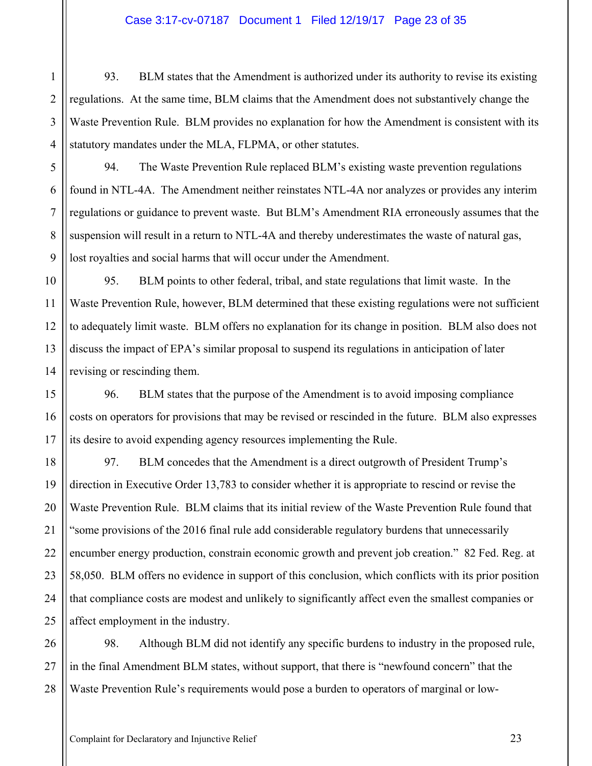93. BLM states that the Amendment is authorized under its authority to revise its existing regulations. At the same time, BLM claims that the Amendment does not substantively change the Waste Prevention Rule. BLM provides no explanation for how the Amendment is consistent with its statutory mandates under the MLA, FLPMA, or other statutes.

94. The Waste Prevention Rule replaced BLM's existing waste prevention regulations found in NTL-4A. The Amendment neither reinstates NTL-4A nor analyzes or provides any interim regulations or guidance to prevent waste. But BLM's Amendment RIA erroneously assumes that the suspension will result in a return to NTL-4A and thereby underestimates the waste of natural gas, lost royalties and social harms that will occur under the Amendment.

95. BLM points to other federal, tribal, and state regulations that limit waste. In the Waste Prevention Rule, however, BLM determined that these existing regulations were not sufficient to adequately limit waste. BLM offers no explanation for its change in position. BLM also does not discuss the impact of EPA's similar proposal to suspend its regulations in anticipation of later revising or rescinding them.

96. BLM states that the purpose of the Amendment is to avoid imposing compliance costs on operators for provisions that may be revised or rescinded in the future. BLM also expresses its desire to avoid expending agency resources implementing the Rule.

97. BLM concedes that the Amendment is a direct outgrowth of President Trump's direction in Executive Order 13,783 to consider whether it is appropriate to rescind or revise the Waste Prevention Rule. BLM claims that its initial review of the Waste Prevention Rule found that "some provisions of the 2016 final rule add considerable regulatory burdens that unnecessarily encumber energy production, constrain economic growth and prevent job creation." 82 Fed. Reg. at 58,050. BLM offers no evidence in support of this conclusion, which conflicts with its prior position that compliance costs are modest and unlikely to significantly affect even the smallest companies or affect employment in the industry.

98. Although BLM did not identify any specific burdens to industry in the proposed rule, in the final Amendment BLM states, without support, that there is "newfound concern" that the Waste Prevention Rule's requirements would pose a burden to operators of marginal or low-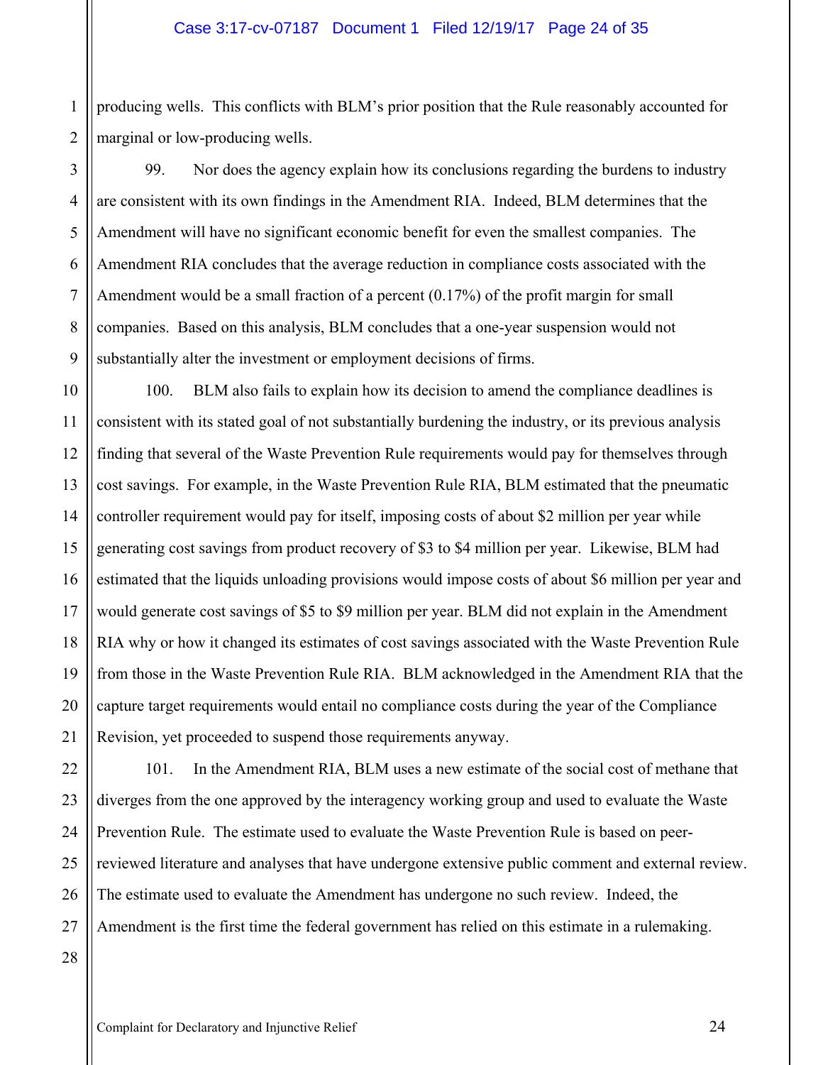producing wells. This conflicts with BLM's prior position that the Rule reasonably accounted for marginal or low-producing wells.

99. Nor does the agency explain how its conclusions regarding the burdens to industry are consistent with its own findings in the Amendment RIA. Indeed, BLM determines that the Amendment will have no significant economic benefit for even the smallest companies. The Amendment RIA concludes that the average reduction in compliance costs associated with the Amendment would be a small fraction of a percent (0.17%) of the profit margin for small companies. Based on this analysis, BLM concludes that a one-year suspension would not substantially alter the investment or employment decisions of firms.

100. BLM also fails to explain how its decision to amend the compliance deadlines is consistent with its stated goal of not substantially burdening the industry, or its previous analysis finding that several of the Waste Prevention Rule requirements would pay for themselves through cost savings. For example, in the Waste Prevention Rule RIA, BLM estimated that the pneumatic controller requirement would pay for itself, imposing costs of about $2 million per year while generating cost savings from product recovery of $3 to $4 million per year. Likewise, BLM had estimated that the liquids unloading provisions would impose costs of about $6 million per year and would generate cost savings of $5 to $9 million per year. BLM did not explain in the Amendment RIA why or how it changed its estimates of cost savings associated with the Waste Prevention Rule from those in the Waste Prevention Rule RIA. BLM acknowledged in the Amendment RIA that the capture target requirements would entail no compliance costs during the year of the Compliance Revision, yet proceeded to suspend those requirements anyway.

101. In the Amendment RIA, BLM uses a new estimate of the social cost of methane that diverges from the one approved by the interagency working group and used to evaluate the Waste Prevention Rule. The estimate used to evaluate the Waste Prevention Rule is based on peer-reviewed literature and analyses that have undergone extensive public comment and external review. The estimate used to evaluate the Amendment has undergone no such review. Indeed, the Amendment is the first time the federal government has relied on this estimate in a rulemaking.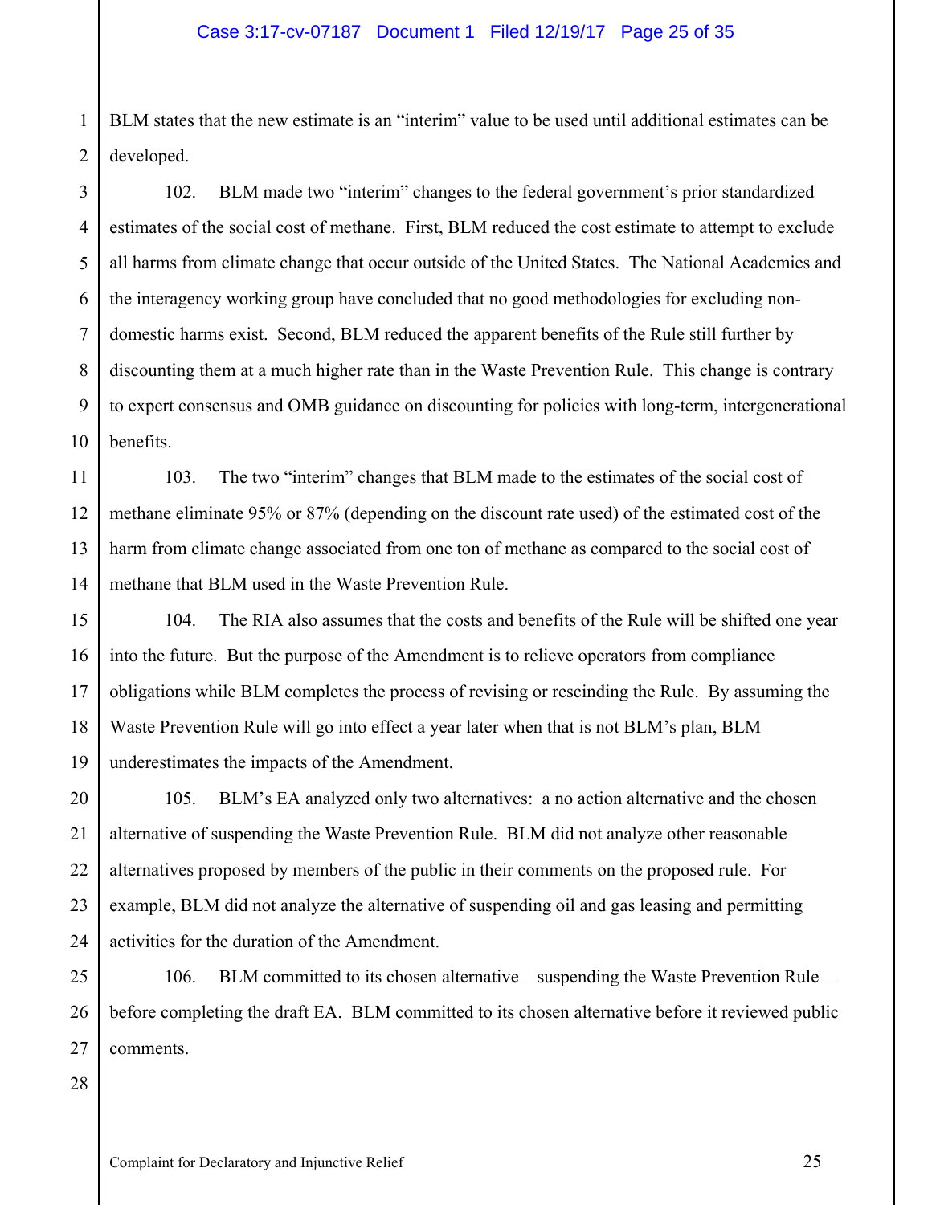BLM states that the new estimate is an "interim" value to be used until additional estimates can be developed.

102. BLM made two "interim" changes to the federal government's prior standardized estimates of the social cost of methane. First, BLM reduced the cost estimate to attempt to exclude all harms from climate change that occur outside of the United States. The National Academies and the interagency working group have concluded that no good methodologies for excluding non-domestic harms exist. Second, BLM reduced the apparent benefits of the Rule still further by discounting them at a much higher rate than in the Waste Prevention Rule. This change is contrary to expert consensus and OMB guidance on discounting for policies with long-term, intergenerational benefits.

103. The two "interim" changes that BLM made to the estimates of the social cost of methane eliminate 95% or 87% (depending on the discount rate used) of the estimated cost of the harm from climate change associated from one ton of methane as compared to the social cost of methane that BLM used in the Waste Prevention Rule.

104. The RIA also assumes that the costs and benefits of the Rule will be shifted one year into the future. But the purpose of the Amendment is to relieve operators from compliance obligations while BLM completes the process of revising or rescinding the Rule. By assuming the Waste Prevention Rule will go into effect a year later when that is not BLM's plan, BLM underestimates the impacts of the Amendment.

105. BLM's EA analyzed only two alternatives: a no action alternative and the chosen alternative of suspending the Waste Prevention Rule. BLM did not analyze other reasonable alternatives proposed by members of the public in their comments on the proposed rule. For example, BLM did not analyze the alternative of suspending oil and gas leasing and permitting activities for the duration of the Amendment.

106. BLM committed to its chosen alternative—suspending the Waste Prevention Rule—before completing the draft EA. BLM committed to its chosen alternative before it reviewed public comments.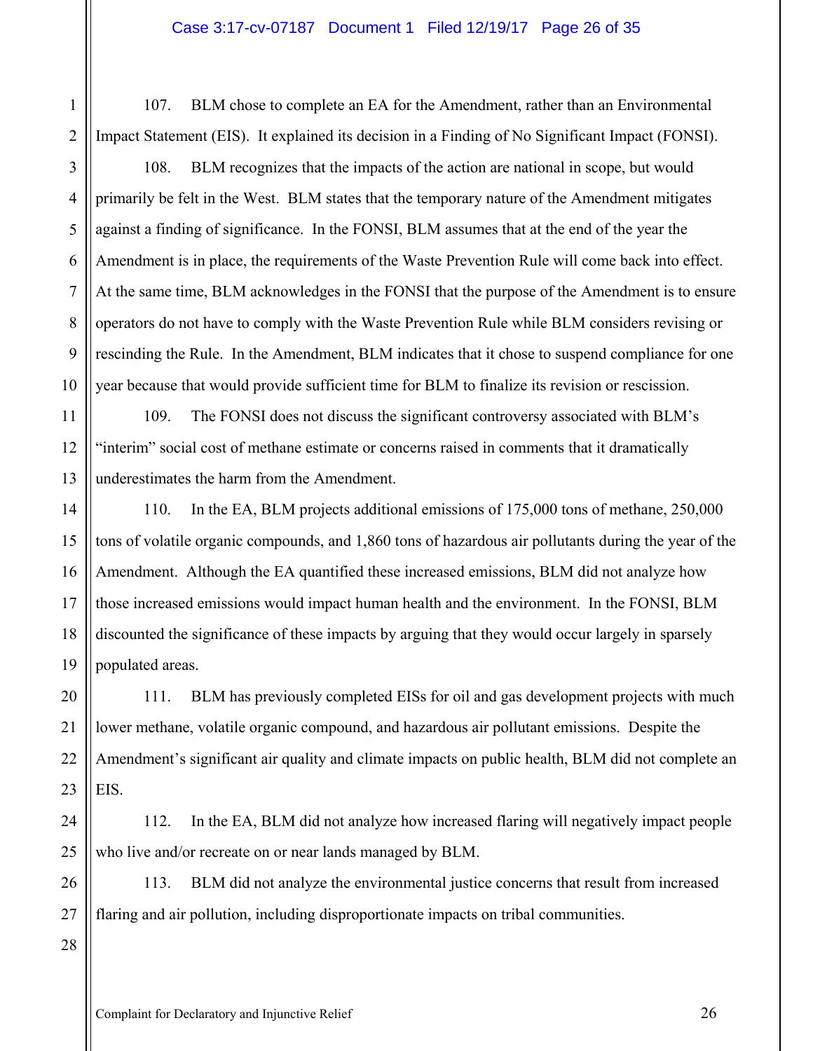107. BLM chose to complete an EA for the Amendment, rather than an Environmental Impact Statement (EIS). It explained its decision in a Finding of No Significant Impact (FONSI).

108. BLM recognizes that the impacts of the action are national in scope, but would primarily be felt in the West. BLM states that the temporary nature of the Amendment mitigates against a finding of significance. In the FONSI, BLM assumes that at the end of the year the Amendment is in place, the requirements of the Waste Prevention Rule will come back into effect. At the same time, BLM acknowledges in the FONSI that the purpose of the Amendment is to ensure operators do not have to comply with the Waste Prevention Rule while BLM considers revising or rescinding the Rule. In the Amendment, BLM indicates that it chose to suspend compliance for one year because that would provide sufficient time for BLM to finalize its revision or rescission.

109. The FONSI does not discuss the significant controversy associated with BLM's "interim" social cost of methane estimate or concerns raised in comments that it dramatically underestimates the harm from the Amendment.

110. In the EA, BLM projects additional emissions of 175,000 tons of methane, 250,000 tons of volatile organic compounds, and 1,860 tons of hazardous air pollutants during the year of the Amendment. Although the EA quantified these increased emissions, BLM did not analyze how those increased emissions would impact human health and the environment. In the FONSI, BLM discounted the significance of these impacts by arguing that they would occur largely in sparsely populated areas.

111. BLM has previously completed EISs for oil and gas development projects with much lower methane, volatile organic compound, and hazardous air pollutant emissions. Despite the Amendment's significant air quality and climate impacts on public health, BLM did not complete an EIS.

112. In the EA, BLM did not analyze how increased flaring will negatively impact people who live and/or recreate on or near lands managed by BLM.

113. BLM did not analyze the environmental justice concerns that result from increased flaring and air pollution, including disproportionate impacts on tribal communities.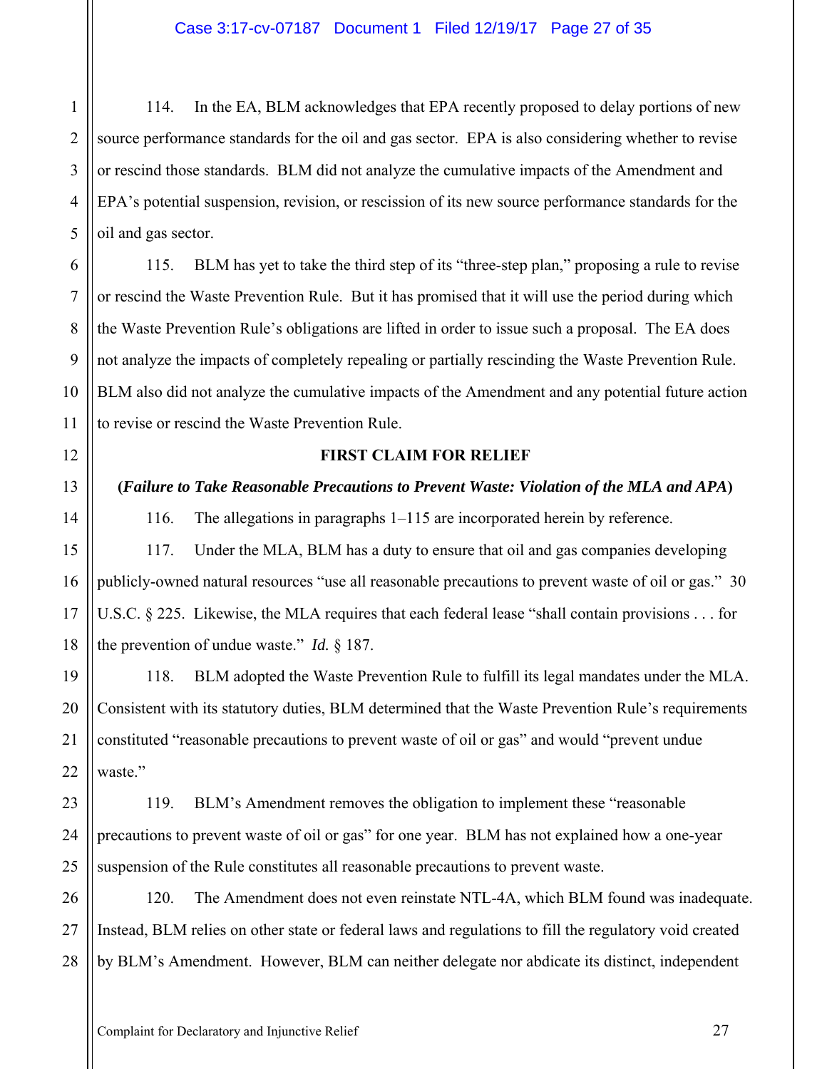114. In the EA, BLM acknowledges that EPA recently proposed to delay portions of new source performance standards for the oil and gas sector. EPA is also considering whether to revise or rescind those standards. BLM did not analyze the cumulative impacts of the Amendment and EPA's potential suspension, revision, or rescission of its new source performance standards for the oil and gas sector.

115. BLM has yet to take the third step of its "three-step plan," proposing a rule to revise or rescind the Waste Prevention Rule. But it has promised that it will use the period during which the Waste Prevention Rule's obligations are lifted in order to issue such a proposal. The EA does not analyze the impacts of completely repealing or partially rescinding the Waste Prevention Rule. BLM also did not analyze the cumulative impacts of the Amendment and any potential future action to revise or rescind the Waste Prevention Rule.

**FIRST CLAIM FOR RELIEF**

**(*Failure to Take Reasonable Precautions to Prevent Waste: Violation of the MLA and APA*)**

116. The allegations in paragraphs 1–115 are incorporated herein by reference.

117. Under the MLA, BLM has a duty to ensure that oil and gas companies developing publicly-owned natural resources "use all reasonable precautions to prevent waste of oil or gas." 30 U.S.C. § 225. Likewise, the MLA requires that each federal lease "shall contain provisions . . . for the prevention of undue waste." *Id.* § 187.

118. BLM adopted the Waste Prevention Rule to fulfill its legal mandates under the MLA. Consistent with its statutory duties, BLM determined that the Waste Prevention Rule's requirements constituted "reasonable precautions to prevent waste of oil or gas" and would "prevent undue waste."

119. BLM's Amendment removes the obligation to implement these "reasonable precautions to prevent waste of oil or gas" for one year. BLM has not explained how a one-year suspension of the Rule constitutes all reasonable precautions to prevent waste.

120. The Amendment does not even reinstate NTL-4A, which BLM found was inadequate. Instead, BLM relies on other state or federal laws and regulations to fill the regulatory void created by BLM's Amendment. However, BLM can neither delegate nor abdicate its distinct, independent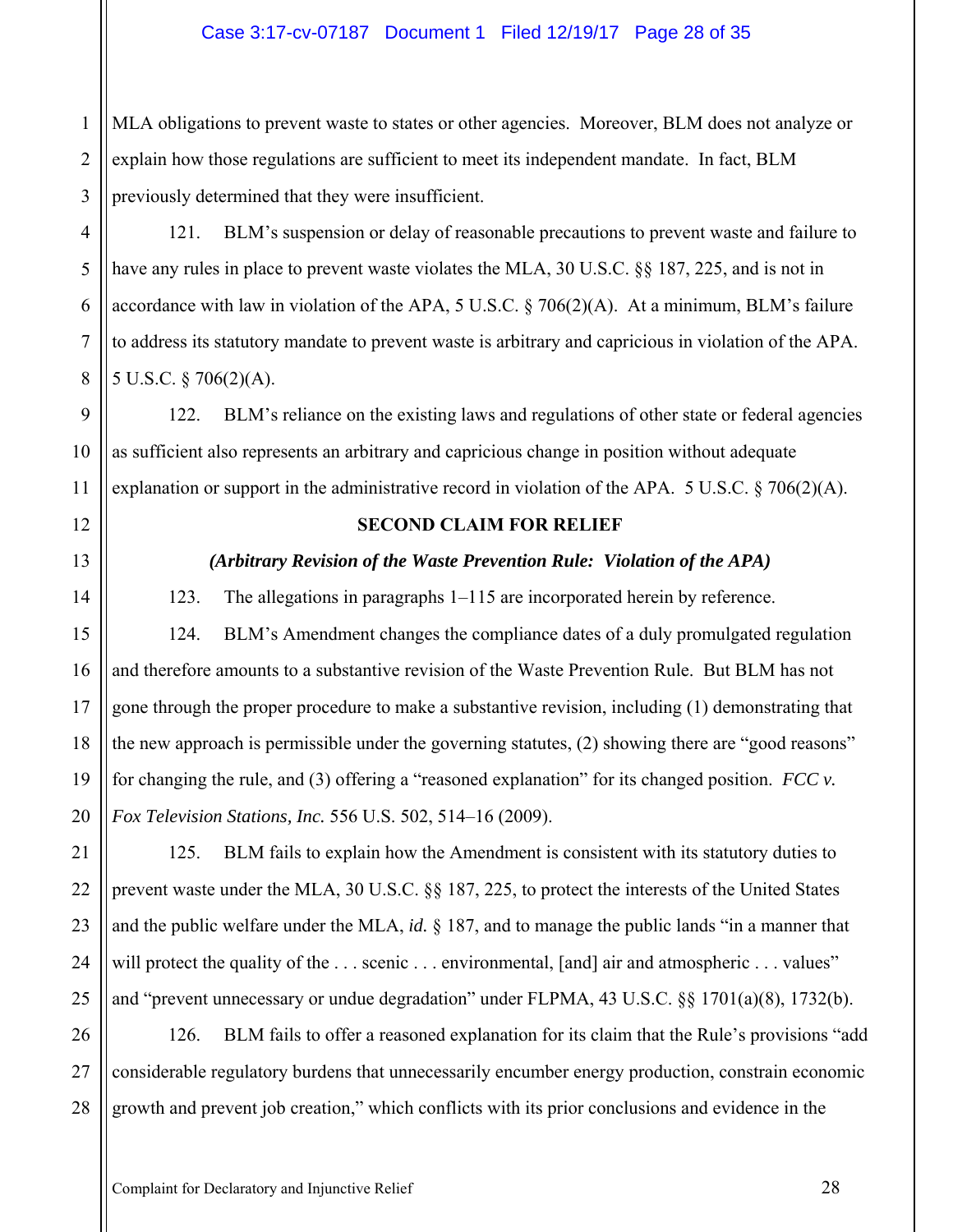MLA obligations to prevent waste to states or other agencies. Moreover, BLM does not analyze or explain how those regulations are sufficient to meet its independent mandate. In fact, BLM previously determined that they were insufficient.

121. BLM's suspension or delay of reasonable precautions to prevent waste and failure to have any rules in place to prevent waste violates the MLA, 30 U.S.C. §§ 187, 225, and is not in accordance with law in violation of the APA, 5 U.S.C. § 706(2)(A). At a minimum, BLM's failure to address its statutory mandate to prevent waste is arbitrary and capricious in violation of the APA. 5 U.S.C. § 706(2)(A).

122. BLM's reliance on the existing laws and regulations of other state or federal agencies as sufficient also represents an arbitrary and capricious change in position without adequate explanation or support in the administrative record in violation of the APA. 5 U.S.C. § 706(2)(A).

**SECOND CLAIM FOR RELIEF**

***(Arbitrary Revision of the Waste Prevention Rule: Violation of the APA)***

123. The allegations in paragraphs 1–115 are incorporated herein by reference.

124. BLM's Amendment changes the compliance dates of a duly promulgated regulation and therefore amounts to a substantive revision of the Waste Prevention Rule. But BLM has not gone through the proper procedure to make a substantive revision, including (1) demonstrating that the new approach is permissible under the governing statutes, (2) showing there are "good reasons" for changing the rule, and (3) offering a "reasoned explanation" for its changed position. *FCC v. Fox Television Stations, Inc.* 556 U.S. 502, 514–16 (2009).

125. BLM fails to explain how the Amendment is consistent with its statutory duties to prevent waste under the MLA, 30 U.S.C. §§ 187, 225, to protect the interests of the United States and the public welfare under the MLA, *id.* § 187, and to manage the public lands "in a manner that will protect the quality of the . . . scenic . . . environmental, [and] air and atmospheric . . . values" and "prevent unnecessary or undue degradation" under FLPMA, 43 U.S.C. §§ 1701(a)(8), 1732(b).

126. BLM fails to offer a reasoned explanation for its claim that the Rule's provisions "add considerable regulatory burdens that unnecessarily encumber energy production, constrain economic growth and prevent job creation," which conflicts with its prior conclusions and evidence in the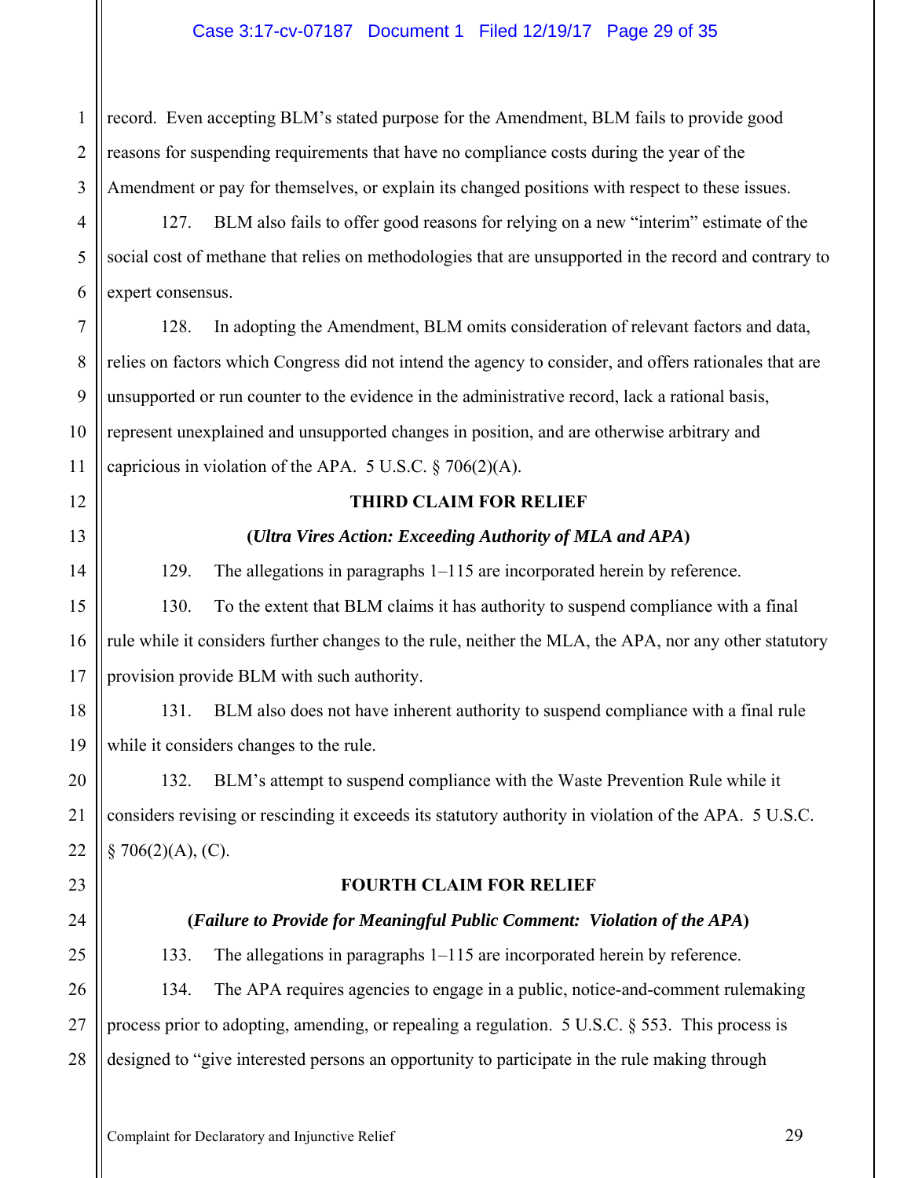record. Even accepting BLM's stated purpose for the Amendment, BLM fails to provide good reasons for suspending requirements that have no compliance costs during the year of the Amendment or pay for themselves, or explain its changed positions with respect to these issues.

127. BLM also fails to offer good reasons for relying on a new "interim" estimate of the social cost of methane that relies on methodologies that are unsupported in the record and contrary to expert consensus.

128. In adopting the Amendment, BLM omits consideration of relevant factors and data, relies on factors which Congress did not intend the agency to consider, and offers rationales that are unsupported or run counter to the evidence in the administrative record, lack a rational basis, represent unexplained and unsupported changes in position, and are otherwise arbitrary and capricious in violation of the APA. 5 U.S.C. § 706(2)(A).

**THIRD CLAIM FOR RELIEF**

**(*Ultra Vires Action: Exceeding Authority of MLA and APA*)**

129. The allegations in paragraphs 1–115 are incorporated herein by reference.

130. To the extent that BLM claims it has authority to suspend compliance with a final rule while it considers further changes to the rule, neither the MLA, the APA, nor any other statutory provision provide BLM with such authority.

131. BLM also does not have inherent authority to suspend compliance with a final rule while it considers changes to the rule.

132. BLM's attempt to suspend compliance with the Waste Prevention Rule while it considers revising or rescinding it exceeds its statutory authority in violation of the APA. 5 U.S.C. § 706(2)(A), (C).

**FOURTH CLAIM FOR RELIEF**

**(*Failure to Provide for Meaningful Public Comment: Violation of the APA*)**

133. The allegations in paragraphs 1–115 are incorporated herein by reference.

134. The APA requires agencies to engage in a public, notice-and-comment rulemaking process prior to adopting, amending, or repealing a regulation. 5 U.S.C. § 553. This process is designed to "give interested persons an opportunity to participate in the rule making through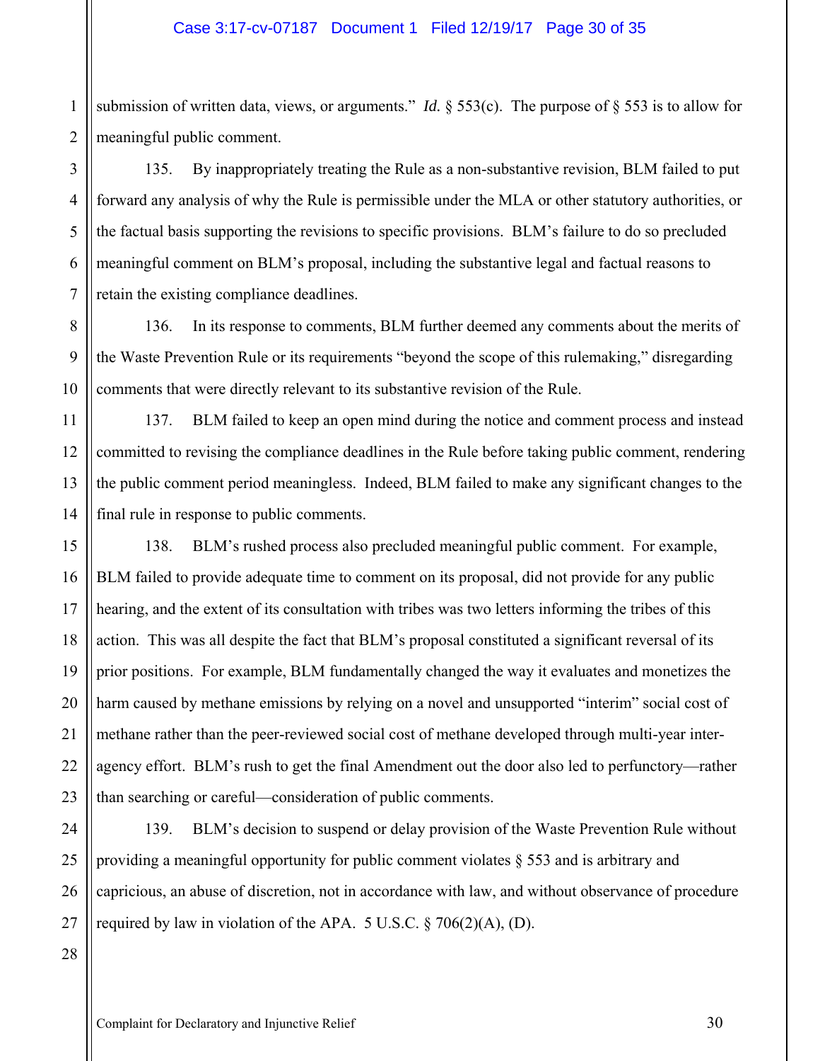submission of written data, views, or arguments." *Id.* § 553(c). The purpose of § 553 is to allow for meaningful public comment.

135. By inappropriately treating the Rule as a non-substantive revision, BLM failed to put forward any analysis of why the Rule is permissible under the MLA or other statutory authorities, or the factual basis supporting the revisions to specific provisions. BLM's failure to do so precluded meaningful comment on BLM's proposal, including the substantive legal and factual reasons to retain the existing compliance deadlines.

136. In its response to comments, BLM further deemed any comments about the merits of the Waste Prevention Rule or its requirements "beyond the scope of this rulemaking," disregarding comments that were directly relevant to its substantive revision of the Rule.

137. BLM failed to keep an open mind during the notice and comment process and instead committed to revising the compliance deadlines in the Rule before taking public comment, rendering the public comment period meaningless. Indeed, BLM failed to make any significant changes to the final rule in response to public comments.

138. BLM's rushed process also precluded meaningful public comment. For example, BLM failed to provide adequate time to comment on its proposal, did not provide for any public hearing, and the extent of its consultation with tribes was two letters informing the tribes of this action. This was all despite the fact that BLM's proposal constituted a significant reversal of its prior positions. For example, BLM fundamentally changed the way it evaluates and monetizes the harm caused by methane emissions by relying on a novel and unsupported "interim" social cost of methane rather than the peer-reviewed social cost of methane developed through multi-year inter-agency effort. BLM's rush to get the final Amendment out the door also led to perfunctory—rather than searching or careful—consideration of public comments.

139. BLM's decision to suspend or delay provision of the Waste Prevention Rule without providing a meaningful opportunity for public comment violates § 553 and is arbitrary and capricious, an abuse of discretion, not in accordance with law, and without observance of procedure required by law in violation of the APA. 5 U.S.C. § 706(2)(A), (D).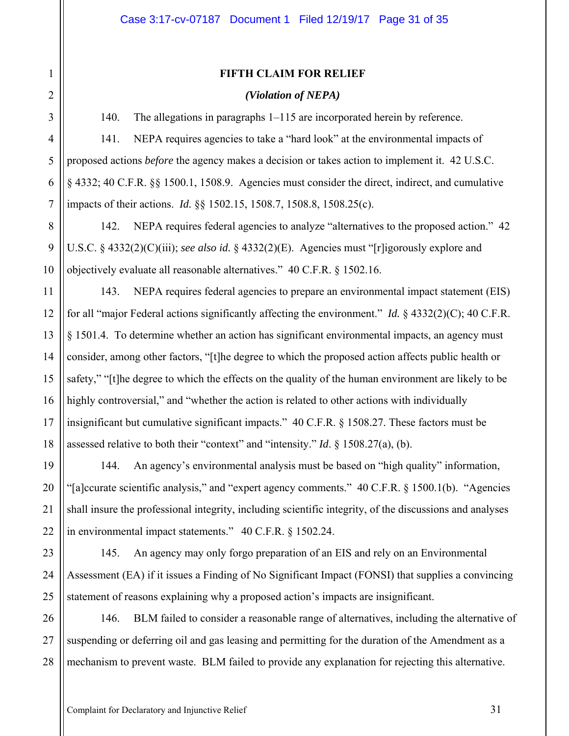## FIFTH CLAIM FOR RELIEF

***(Violation of NEPA)***

140. The allegations in paragraphs 1–115 are incorporated herein by reference.

141. NEPA requires agencies to take a "hard look" at the environmental impacts of proposed actions *before* the agency makes a decision or takes action to implement it. 42 U.S.C. § 4332; 40 C.F.R. §§ 1500.1, 1508.9. Agencies must consider the direct, indirect, and cumulative impacts of their actions. *Id.* §§ 1502.15, 1508.7, 1508.8, 1508.25(c).

142. NEPA requires federal agencies to analyze "alternatives to the proposed action." 42 U.S.C. § 4332(2)(C)(iii); *see also id.* § 4332(2)(E). Agencies must "[r]igorously explore and objectively evaluate all reasonable alternatives." 40 C.F.R. § 1502.16.

143. NEPA requires federal agencies to prepare an environmental impact statement (EIS) for all "major Federal actions significantly affecting the environment." *Id.* § 4332(2)(C); 40 C.F.R. § 1501.4. To determine whether an action has significant environmental impacts, an agency must consider, among other factors, "[t]he degree to which the proposed action affects public health or safety," "[t]he degree to which the effects on the quality of the human environment are likely to be highly controversial," and "whether the action is related to other actions with individually insignificant but cumulative significant impacts." 40 C.F.R. § 1508.27. These factors must be assessed relative to both their "context" and "intensity." *Id*. § 1508.27(a), (b).

144. An agency's environmental analysis must be based on "high quality" information, "[a]ccurate scientific analysis," and "expert agency comments." 40 C.F.R. § 1500.1(b). "Agencies shall insure the professional integrity, including scientific integrity, of the discussions and analyses in environmental impact statements." 40 C.F.R. § 1502.24.

145. An agency may only forgo preparation of an EIS and rely on an Environmental Assessment (EA) if it issues a Finding of No Significant Impact (FONSI) that supplies a convincing statement of reasons explaining why a proposed action's impacts are insignificant.

146. BLM failed to consider a reasonable range of alternatives, including the alternative of suspending or deferring oil and gas leasing and permitting for the duration of the Amendment as a mechanism to prevent waste. BLM failed to provide any explanation for rejecting this alternative.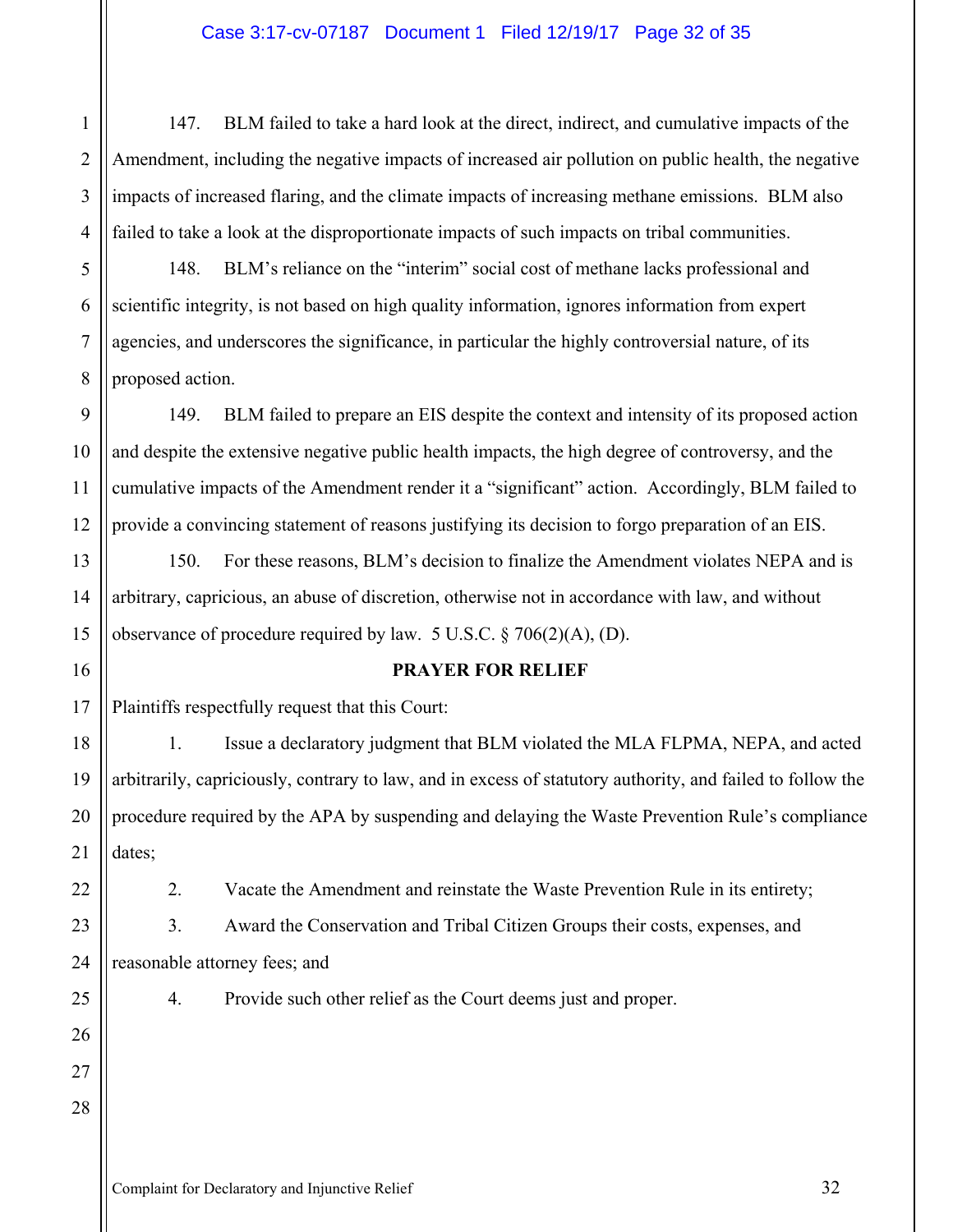147. BLM failed to take a hard look at the direct, indirect, and cumulative impacts of the Amendment, including the negative impacts of increased air pollution on public health, the negative impacts of increased flaring, and the climate impacts of increasing methane emissions. BLM also failed to take a look at the disproportionate impacts of such impacts on tribal communities.

148. BLM's reliance on the "interim" social cost of methane lacks professional and scientific integrity, is not based on high quality information, ignores information from expert agencies, and underscores the significance, in particular the highly controversial nature, of its proposed action.

149. BLM failed to prepare an EIS despite the context and intensity of its proposed action and despite the extensive negative public health impacts, the high degree of controversy, and the cumulative impacts of the Amendment render it a "significant" action. Accordingly, BLM failed to provide a convincing statement of reasons justifying its decision to forgo preparation of an EIS.

150. For these reasons, BLM's decision to finalize the Amendment violates NEPA and is arbitrary, capricious, an abuse of discretion, otherwise not in accordance with law, and without observance of procedure required by law. 5 U.S.C. § 706(2)(A), (D).

**PRAYER FOR RELIEF**

Plaintiffs respectfully request that this Court:

1. Issue a declaratory judgment that BLM violated the MLA FLPMA, NEPA, and acted arbitrarily, capriciously, contrary to law, and in excess of statutory authority, and failed to follow the procedure required by the APA by suspending and delaying the Waste Prevention Rule's compliance dates;

2. Vacate the Amendment and reinstate the Waste Prevention Rule in its entirety;

3. Award the Conservation and Tribal Citizen Groups their costs, expenses, and reasonable attorney fees; and

4. Provide such other relief as the Court deems just and proper.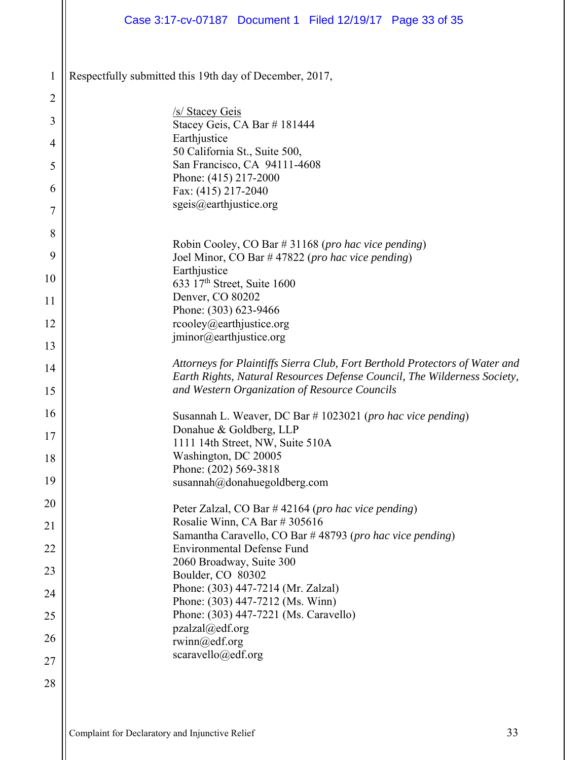Respectfully submitted this 19th day of December, 2017,

/s/ Stacey Geis
Stacey Geis, CA Bar # 181444
Earthjustice
50 California St., Suite 500,
San Francisco, CA 94111-4608
Phone: (415) 217-2000
Fax: (415) 217-2040
sgeis@earthjustice.org

Robin Cooley, CO Bar # 31168 (*pro hac vice pending*)
Joel Minor, CO Bar # 47822 (*pro hac vice pending*)
Earthjustice
633 17th Street, Suite 1600
Denver, CO 80202
Phone: (303) 623-9466
rcooley@earthjustice.org
jminor@earthjustice.org

*Attorneys for Plaintiffs Sierra Club, Fort Berthold Protectors of Water and Earth Rights, Natural Resources Defense Council, The Wilderness Society, and Western Organization of Resource Councils*

Susannah L. Weaver, DC Bar # 1023021 (*pro hac vice pending*)
Donahue & Goldberg, LLP
1111 14th Street, NW, Suite 510A
Washington, DC 20005
Phone: (202) 569-3818
susannah@donahuegoldberg.com

Peter Zalzal, CO Bar # 42164 (*pro hac vice pending*)
Rosalie Winn, CA Bar # 305616
Samantha Caravello, CO Bar # 48793 (*pro hac vice pending*)
Environmental Defense Fund
2060 Broadway, Suite 300
Boulder, CO 80302
Phone: (303) 447-7214 (Mr. Zalzal)
Phone: (303) 447-7212 (Ms. Winn)
Phone: (303) 447-7221 (Ms. Caravello)
pzalzal@edf.org
rwinn@edf.org
scaravello@edf.org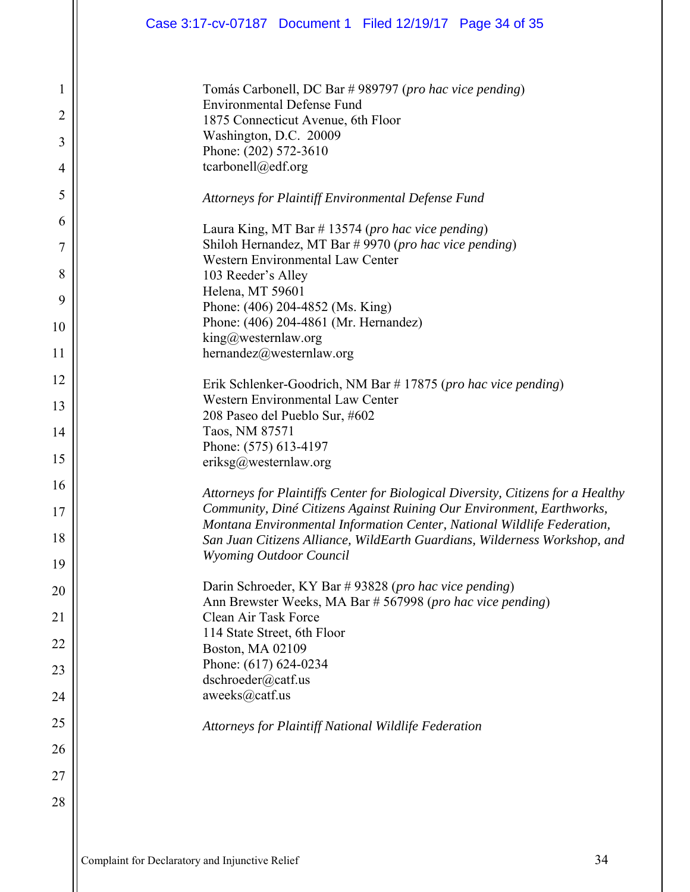Tomás Carbonell, DC Bar # 989797 (*pro hac vice pending*)
Environmental Defense Fund
1875 Connecticut Avenue, 6th Floor
Washington, D.C. 20009
Phone: (202) 572-3610
tcarbonell@edf.org

*Attorneys for Plaintiff Environmental Defense Fund*

Laura King, MT Bar # 13574 (*pro hac vice pending*)
Shiloh Hernandez, MT Bar # 9970 (*pro hac vice pending*)
Western Environmental Law Center
103 Reeder's Alley
Helena, MT 59601
Phone: (406) 204-4852 (Ms. King)
Phone: (406) 204-4861 (Mr. Hernandez)
king@westernlaw.org
hernandez@westernlaw.org

Erik Schlenker-Goodrich, NM Bar # 17875 (*pro hac vice pending*)
Western Environmental Law Center
208 Paseo del Pueblo Sur, #602
Taos, NM 87571
Phone: (575) 613-4197
eriksg@westernlaw.org

*Attorneys for Plaintiffs Center for Biological Diversity, Citizens for a Healthy Community, Diné Citizens Against Ruining Our Environment, Earthworks, Montana Environmental Information Center, National Wildlife Federation, San Juan Citizens Alliance, WildEarth Guardians, Wilderness Workshop, and Wyoming Outdoor Council*

Darin Schroeder, KY Bar # 93828 (*pro hac vice pending*)
Ann Brewster Weeks, MA Bar # 567998 (*pro hac vice pending*)
Clean Air Task Force
114 State Street, 6th Floor
Boston, MA 02109
Phone: (617) 624-0234
dschroeder@catf.us
aweeks@catf.us

*Attorneys for Plaintiff National Wildlife Federation*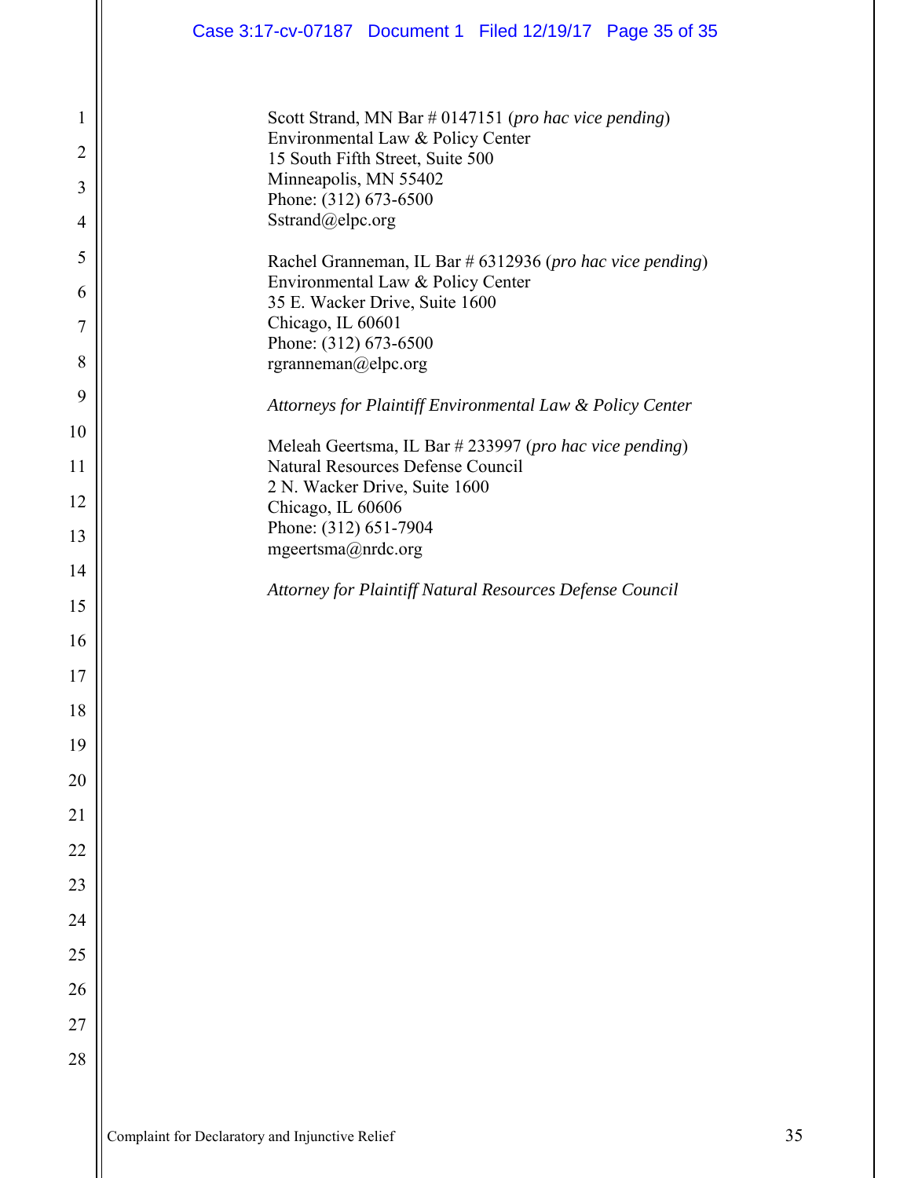Scott Strand, MN Bar # 0147151 (*pro hac vice pending*)
Environmental Law & Policy Center
15 South Fifth Street, Suite 500
Minneapolis, MN 55402
Phone: (312) 673-6500
Sstrand@elpc.org

Rachel Granneman, IL Bar # 6312936 (*pro hac vice pending*)
Environmental Law & Policy Center
35 E. Wacker Drive, Suite 1600
Chicago, IL 60601
Phone: (312) 673-6500
rgranneman@elpc.org

*Attorneys for Plaintiff Environmental Law & Policy Center*

Meleah Geertsma, IL Bar # 233997 (*pro hac vice pending*)
Natural Resources Defense Council
2 N. Wacker Drive, Suite 1600
Chicago, IL 60606
Phone: (312) 651-7904
mgeertsma@nrdc.org

*Attorney for Plaintiff Natural Resources Defense Council*